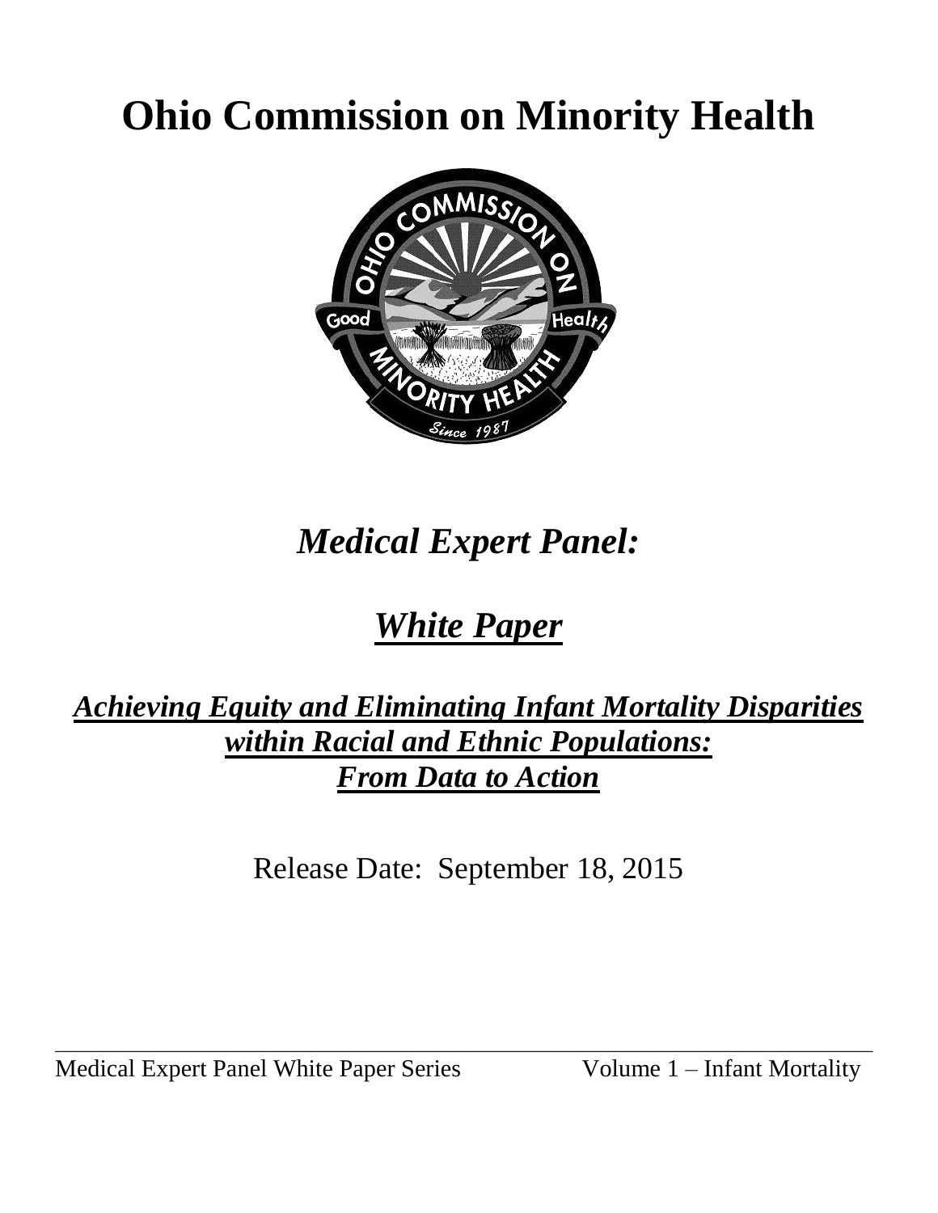# Ohio Commission on Minority Health

## *Medical Expert Panel:*

## ***White Paper***

### ***Achieving Equity and Eliminating Infant Mortality Disparities within Racial and Ethnic Populations: From Data to Action***

Release Date: September 18, 2015

Medical Expert Panel White Paper Series Volume 1 – Infant Mortality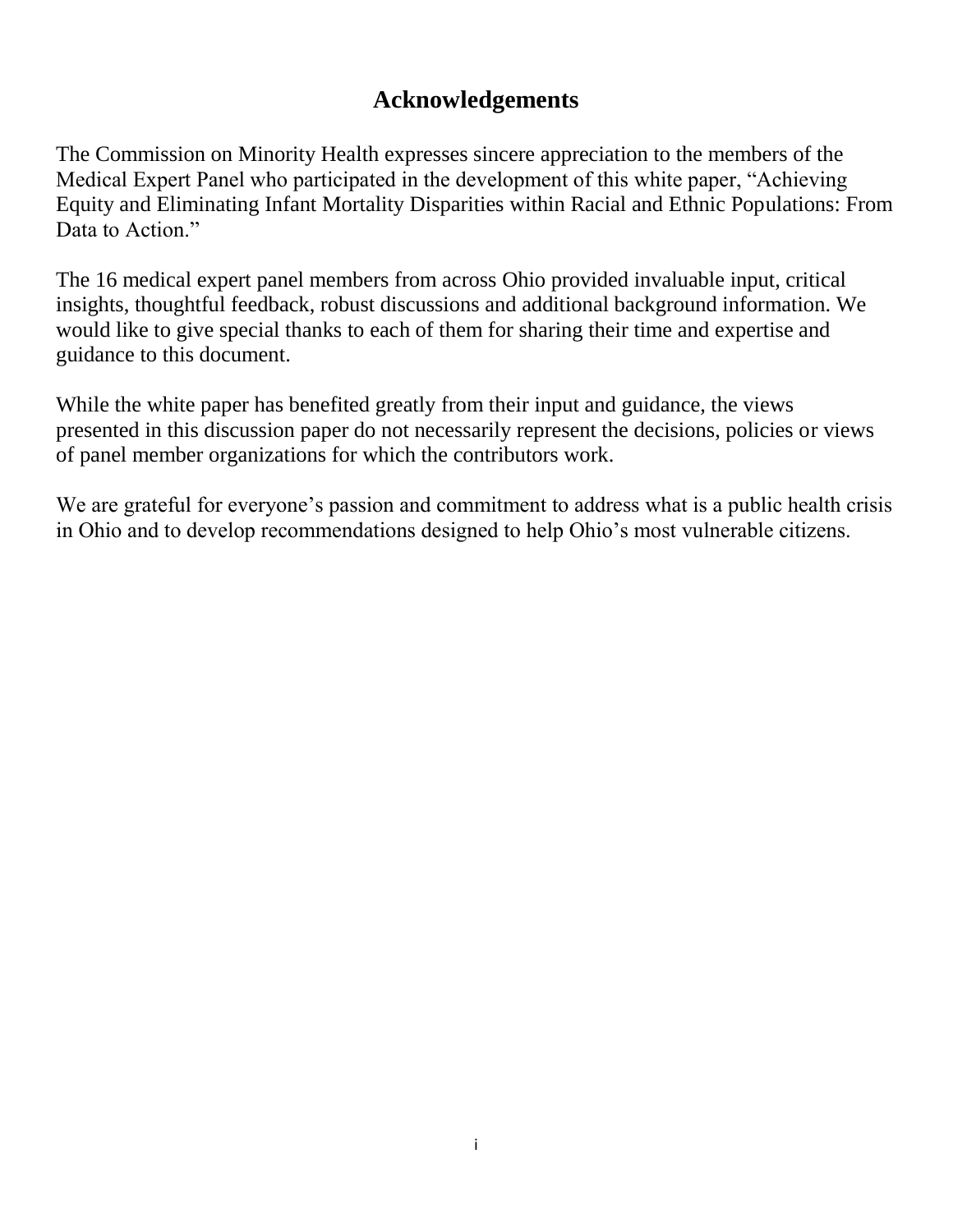# Acknowledgements

The Commission on Minority Health expresses sincere appreciation to the members of the Medical Expert Panel who participated in the development of this white paper, "Achieving Equity and Eliminating Infant Mortality Disparities within Racial and Ethnic Populations: From Data to Action."

The 16 medical expert panel members from across Ohio provided invaluable input, critical insights, thoughtful feedback, robust discussions and additional background information. We would like to give special thanks to each of them for sharing their time and expertise and guidance to this document.

While the white paper has benefited greatly from their input and guidance, the views presented in this discussion paper do not necessarily represent the decisions, policies or views of panel member organizations for which the contributors work.

We are grateful for everyone's passion and commitment to address what is a public health crisis in Ohio and to develop recommendations designed to help Ohio's most vulnerable citizens.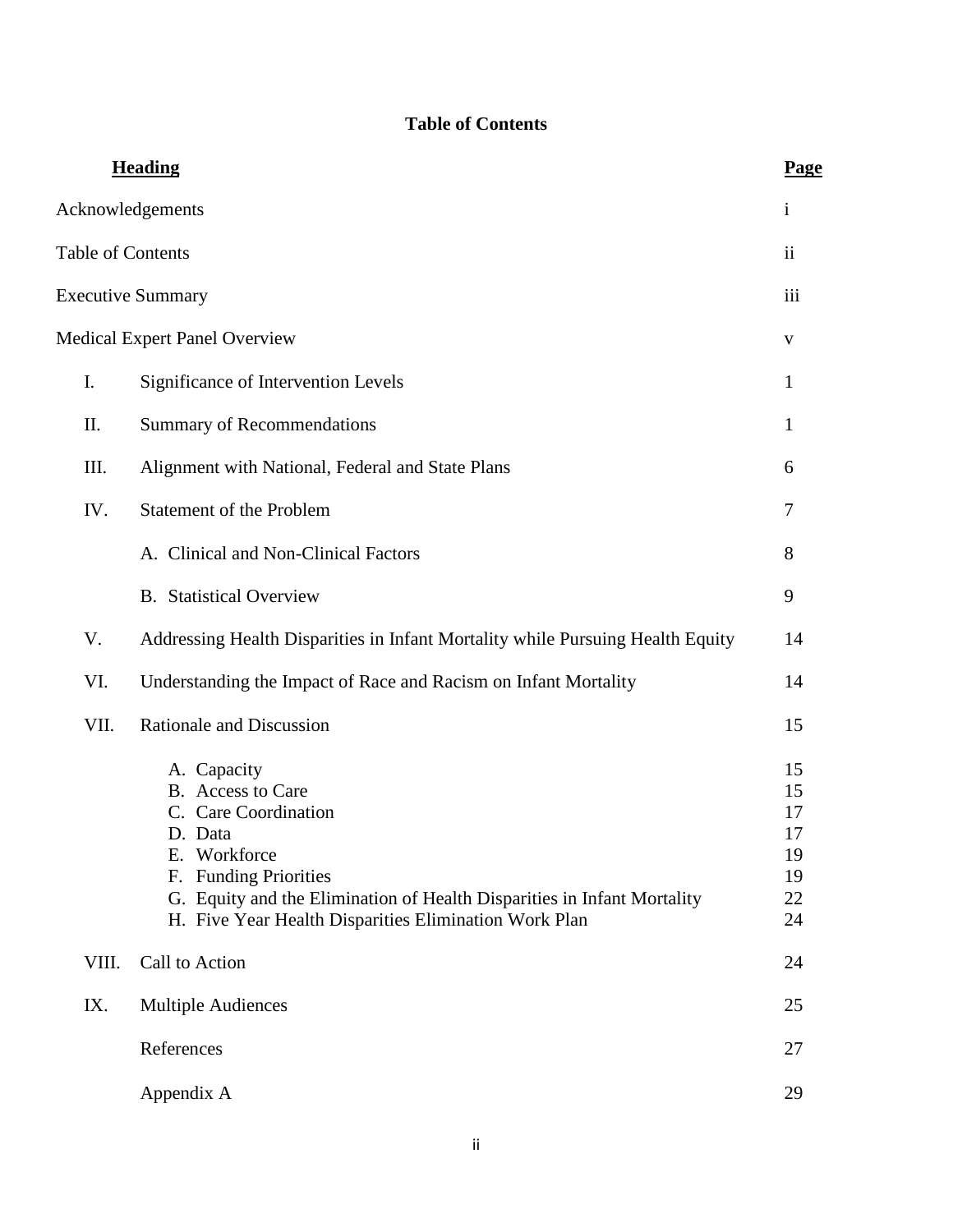# Table of Contents

| Heading | | Page |
|---|---|---|
| Acknowledgements | | i |
| Table of Contents | | ii |
| Executive Summary | | iii |
| Medical Expert Panel Overview | | v |
| I. | Significance of Intervention Levels | 1 |
| II. | Summary of Recommendations | 1 |
| III. | Alignment with National, Federal and State Plans | 6 |
| IV. | Statement of the Problem | 7 |
| | A. Clinical and Non-Clinical Factors | 8 |
| | B. Statistical Overview | 9 |
| V. | Addressing Health Disparities in Infant Mortality while Pursuing Health Equity | 14 |
| VI. | Understanding the Impact of Race and Racism on Infant Mortality | 14 |
| VII. | Rationale and Discussion | 15 |
| | A. Capacity | 15 |
| | B. Access to Care | 15 |
| | C. Care Coordination | 17 |
| | D. Data | 17 |
| | E. Workforce | 19 |
| | F. Funding Priorities | 19 |
| | G. Equity and the Elimination of Health Disparities in Infant Mortality | 22 |
| | H. Five Year Health Disparities Elimination Work Plan | 24 |
| VIII. | Call to Action | 24 |
| IX. | Multiple Audiences | 25 |
| | References | 27 |
| | Appendix A | 29 |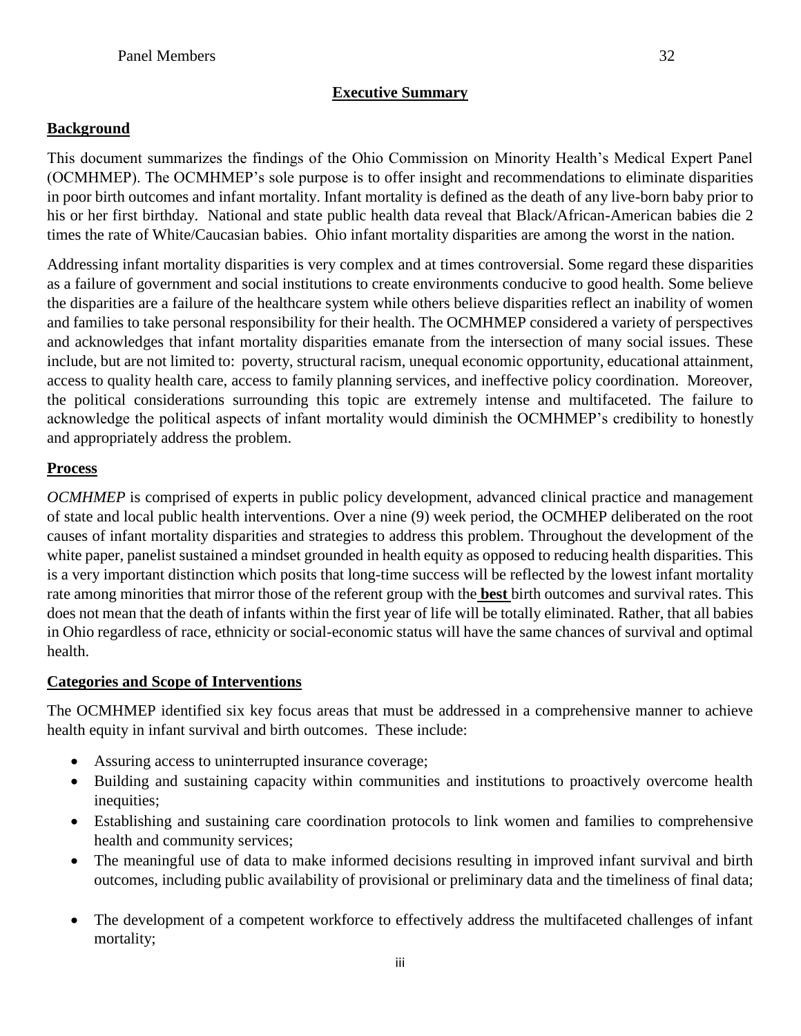Panel Members 32

## Executive Summary

### Background

This document summarizes the findings of the Ohio Commission on Minority Health's Medical Expert Panel (OCMHMEP). The OCMHMEP's sole purpose is to offer insight and recommendations to eliminate disparities in poor birth outcomes and infant mortality. Infant mortality is defined as the death of any live-born baby prior to his or her first birthday. National and state public health data reveal that Black/African-American babies die 2 times the rate of White/Caucasian babies. Ohio infant mortality disparities are among the worst in the nation.

Addressing infant mortality disparities is very complex and at times controversial. Some regard these disparities as a failure of government and social institutions to create environments conducive to good health. Some believe the disparities are a failure of the healthcare system while others believe disparities reflect an inability of women and families to take personal responsibility for their health. The OCMHMEP considered a variety of perspectives and acknowledges that infant mortality disparities emanate from the intersection of many social issues. These include, but are not limited to: poverty, structural racism, unequal economic opportunity, educational attainment, access to quality health care, access to family planning services, and ineffective policy coordination. Moreover, the political considerations surrounding this topic are extremely intense and multifaceted. The failure to acknowledge the political aspects of infant mortality would diminish the OCMHMEP's credibility to honestly and appropriately address the problem.

### Process

*OCMHMEP* is comprised of experts in public policy development, advanced clinical practice and management of state and local public health interventions. Over a nine (9) week period, the OCMHEP deliberated on the root causes of infant mortality disparities and strategies to address this problem. Throughout the development of the white paper, panelist sustained a mindset grounded in health equity as opposed to reducing health disparities. This is a very important distinction which posits that long-time success will be reflected by the lowest infant mortality rate among minorities that mirror those of the referent group with the **best** birth outcomes and survival rates. This does not mean that the death of infants within the first year of life will be totally eliminated. Rather, that all babies in Ohio regardless of race, ethnicity or social-economic status will have the same chances of survival and optimal health.

### Categories and Scope of Interventions

The OCMHMEP identified six key focus areas that must be addressed in a comprehensive manner to achieve health equity in infant survival and birth outcomes. These include:

- Assuring access to uninterrupted insurance coverage;
- Building and sustaining capacity within communities and institutions to proactively overcome health inequities;
- Establishing and sustaining care coordination protocols to link women and families to comprehensive health and community services;
- The meaningful use of data to make informed decisions resulting in improved infant survival and birth outcomes, including public availability of provisional or preliminary data and the timeliness of final data;
- The development of a competent workforce to effectively address the multifaceted challenges of infant mortality;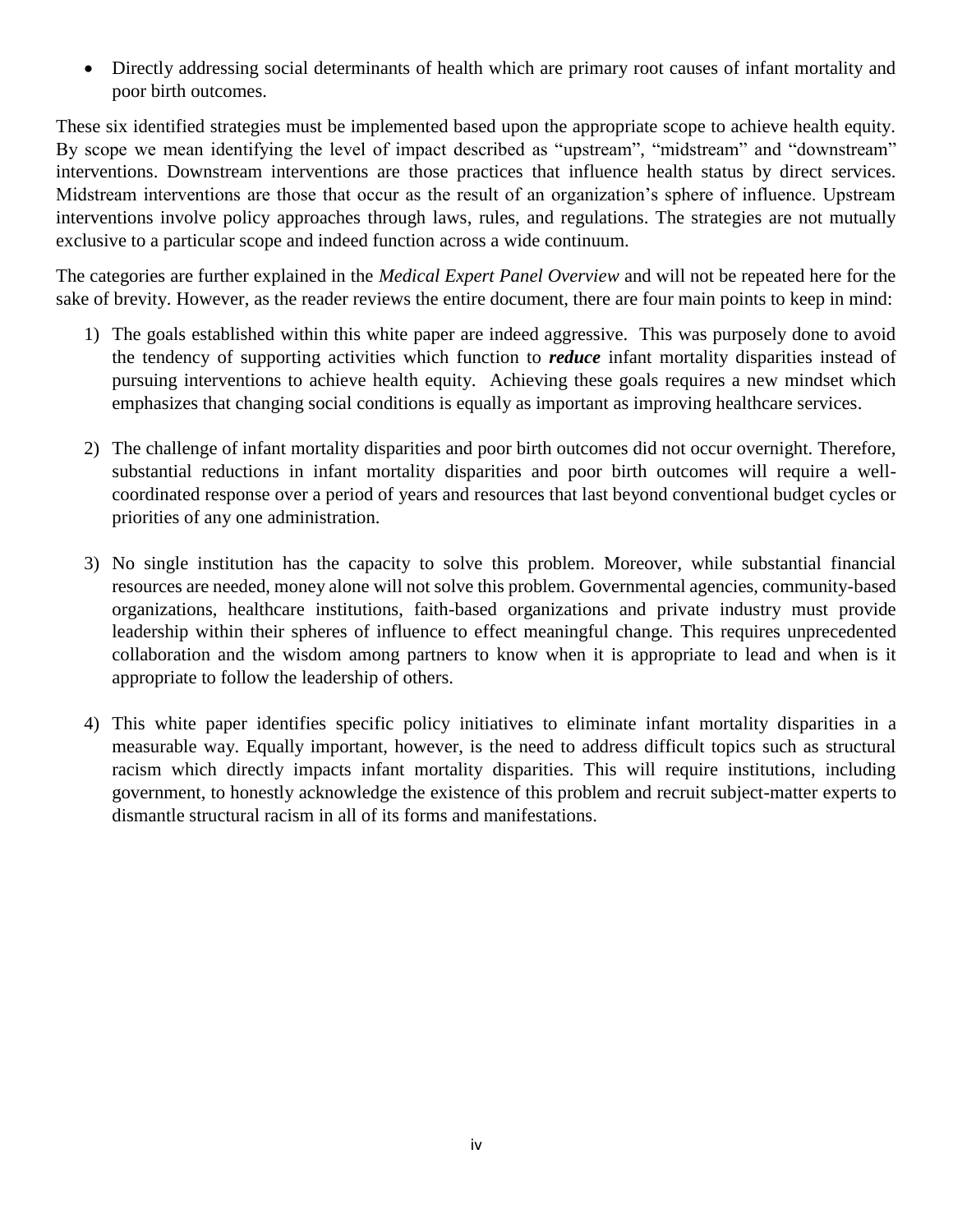- Directly addressing social determinants of health which are primary root causes of infant mortality and poor birth outcomes.

These six identified strategies must be implemented based upon the appropriate scope to achieve health equity. By scope we mean identifying the level of impact described as "upstream", "midstream" and "downstream" interventions. Downstream interventions are those practices that influence health status by direct services. Midstream interventions are those that occur as the result of an organization's sphere of influence. Upstream interventions involve policy approaches through laws, rules, and regulations. The strategies are not mutually exclusive to a particular scope and indeed function across a wide continuum.

The categories are further explained in the *Medical Expert Panel Overview* and will not be repeated here for the sake of brevity. However, as the reader reviews the entire document, there are four main points to keep in mind:

1) The goals established within this white paper are indeed aggressive. This was purposely done to avoid the tendency of supporting activities which function to ***reduce*** infant mortality disparities instead of pursuing interventions to achieve health equity. Achieving these goals requires a new mindset which emphasizes that changing social conditions is equally as important as improving healthcare services.

2) The challenge of infant mortality disparities and poor birth outcomes did not occur overnight. Therefore, substantial reductions in infant mortality disparities and poor birth outcomes will require a well-coordinated response over a period of years and resources that last beyond conventional budget cycles or priorities of any one administration.

3) No single institution has the capacity to solve this problem. Moreover, while substantial financial resources are needed, money alone will not solve this problem. Governmental agencies, community-based organizations, healthcare institutions, faith-based organizations and private industry must provide leadership within their spheres of influence to effect meaningful change. This requires unprecedented collaboration and the wisdom among partners to know when it is appropriate to lead and when is it appropriate to follow the leadership of others.

4) This white paper identifies specific policy initiatives to eliminate infant mortality disparities in a measurable way. Equally important, however, is the need to address difficult topics such as structural racism which directly impacts infant mortality disparities. This will require institutions, including government, to honestly acknowledge the existence of this problem and recruit subject-matter experts to dismantle structural racism in all of its forms and manifestations.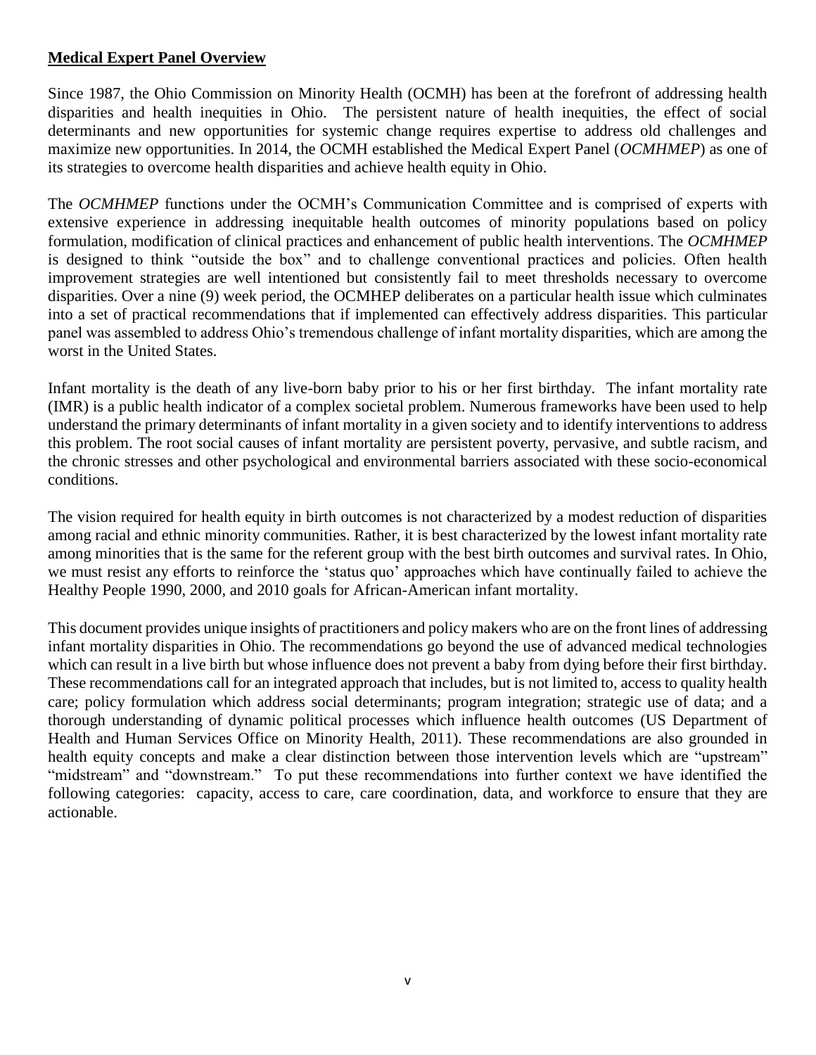## Medical Expert Panel Overview

Since 1987, the Ohio Commission on Minority Health (OCMH) has been at the forefront of addressing health disparities and health inequities in Ohio. The persistent nature of health inequities, the effect of social determinants and new opportunities for systemic change requires expertise to address old challenges and maximize new opportunities. In 2014, the OCMH established the Medical Expert Panel (*OCMHMEP*) as one of its strategies to overcome health disparities and achieve health equity in Ohio.

The *OCMHMEP* functions under the OCMH's Communication Committee and is comprised of experts with extensive experience in addressing inequitable health outcomes of minority populations based on policy formulation, modification of clinical practices and enhancement of public health interventions. The *OCMHMEP* is designed to think "outside the box" and to challenge conventional practices and policies. Often health improvement strategies are well intentioned but consistently fail to meet thresholds necessary to overcome disparities. Over a nine (9) week period, the OCMHEP deliberates on a particular health issue which culminates into a set of practical recommendations that if implemented can effectively address disparities. This particular panel was assembled to address Ohio's tremendous challenge of infant mortality disparities, which are among the worst in the United States.

Infant mortality is the death of any live-born baby prior to his or her first birthday. The infant mortality rate (IMR) is a public health indicator of a complex societal problem. Numerous frameworks have been used to help understand the primary determinants of infant mortality in a given society and to identify interventions to address this problem. The root social causes of infant mortality are persistent poverty, pervasive, and subtle racism, and the chronic stresses and other psychological and environmental barriers associated with these socio-economical conditions.

The vision required for health equity in birth outcomes is not characterized by a modest reduction of disparities among racial and ethnic minority communities. Rather, it is best characterized by the lowest infant mortality rate among minorities that is the same for the referent group with the best birth outcomes and survival rates. In Ohio, we must resist any efforts to reinforce the 'status quo' approaches which have continually failed to achieve the Healthy People 1990, 2000, and 2010 goals for African-American infant mortality.

This document provides unique insights of practitioners and policy makers who are on the front lines of addressing infant mortality disparities in Ohio. The recommendations go beyond the use of advanced medical technologies which can result in a live birth but whose influence does not prevent a baby from dying before their first birthday. These recommendations call for an integrated approach that includes, but is not limited to, access to quality health care; policy formulation which address social determinants; program integration; strategic use of data; and a thorough understanding of dynamic political processes which influence health outcomes (US Department of Health and Human Services Office on Minority Health, 2011). These recommendations are also grounded in health equity concepts and make a clear distinction between those intervention levels which are "upstream" "midstream" and "downstream." To put these recommendations into further context we have identified the following categories: capacity, access to care, care coordination, data, and workforce to ensure that they are actionable.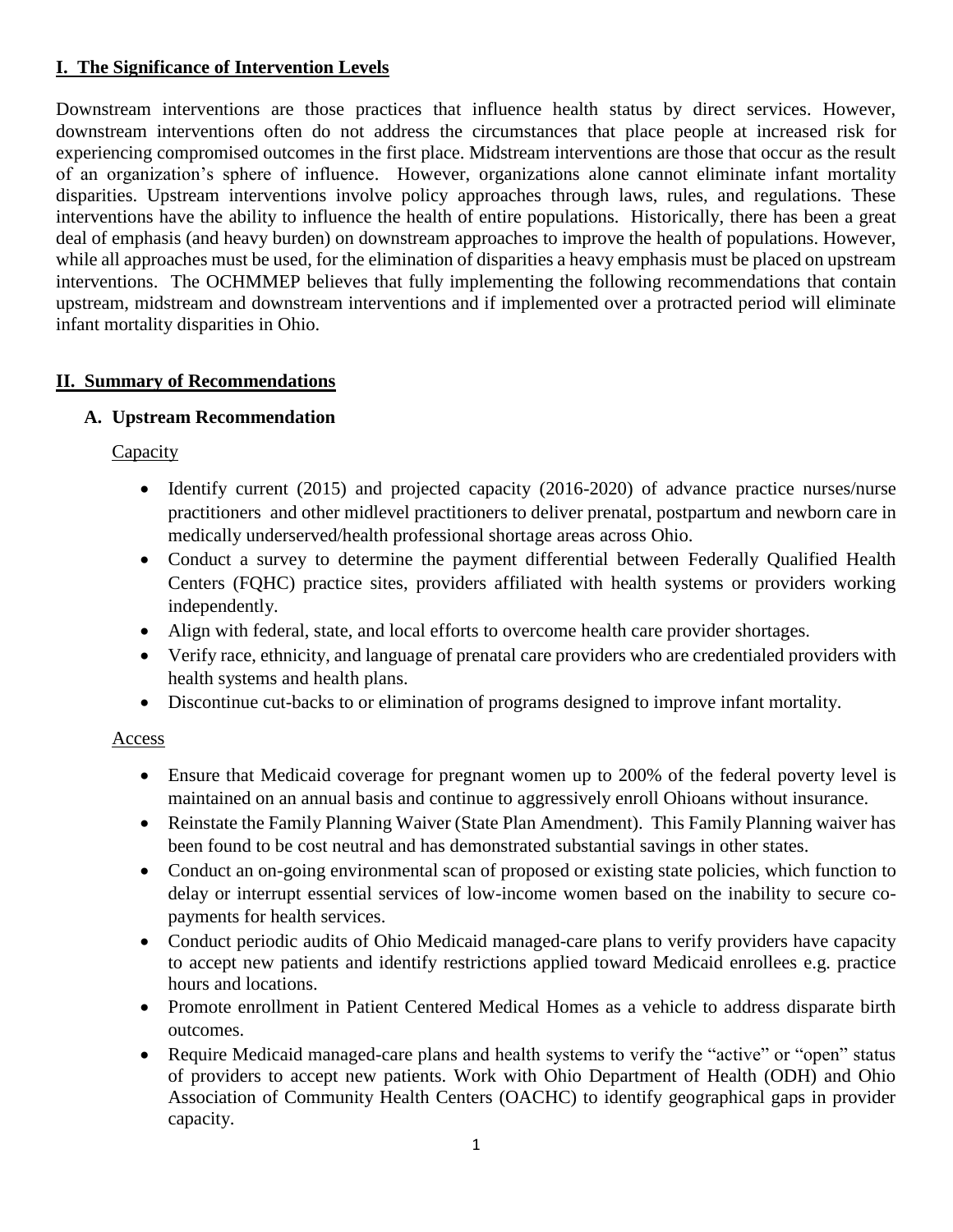## I. The Significance of Intervention Levels

Downstream interventions are those practices that influence health status by direct services. However, downstream interventions often do not address the circumstances that place people at increased risk for experiencing compromised outcomes in the first place. Midstream interventions are those that occur as the result of an organization's sphere of influence. However, organizations alone cannot eliminate infant mortality disparities. Upstream interventions involve policy approaches through laws, rules, and regulations. These interventions have the ability to influence the health of entire populations. Historically, there has been a great deal of emphasis (and heavy burden) on downstream approaches to improve the health of populations. However, while all approaches must be used, for the elimination of disparities a heavy emphasis must be placed on upstream interventions. The OCHMMEP believes that fully implementing the following recommendations that contain upstream, midstream and downstream interventions and if implemented over a protracted period will eliminate infant mortality disparities in Ohio.

## II. Summary of Recommendations

### A. Upstream Recommendation

Capacity

- Identify current (2015) and projected capacity (2016-2020) of advance practice nurses/nurse practitioners and other midlevel practitioners to deliver prenatal, postpartum and newborn care in medically underserved/health professional shortage areas across Ohio.
- Conduct a survey to determine the payment differential between Federally Qualified Health Centers (FQHC) practice sites, providers affiliated with health systems or providers working independently.
- Align with federal, state, and local efforts to overcome health care provider shortages.
- Verify race, ethnicity, and language of prenatal care providers who are credentialed providers with health systems and health plans.
- Discontinue cut-backs to or elimination of programs designed to improve infant mortality.

Access

- Ensure that Medicaid coverage for pregnant women up to 200% of the federal poverty level is maintained on an annual basis and continue to aggressively enroll Ohioans without insurance.
- Reinstate the Family Planning Waiver (State Plan Amendment). This Family Planning waiver has been found to be cost neutral and has demonstrated substantial savings in other states.
- Conduct an on-going environmental scan of proposed or existing state policies, which function to delay or interrupt essential services of low-income women based on the inability to secure co-payments for health services.
- Conduct periodic audits of Ohio Medicaid managed-care plans to verify providers have capacity to accept new patients and identify restrictions applied toward Medicaid enrollees e.g. practice hours and locations.
- Promote enrollment in Patient Centered Medical Homes as a vehicle to address disparate birth outcomes.
- Require Medicaid managed-care plans and health systems to verify the "active" or "open" status of providers to accept new patients. Work with Ohio Department of Health (ODH) and Ohio Association of Community Health Centers (OACHC) to identify geographical gaps in provider capacity.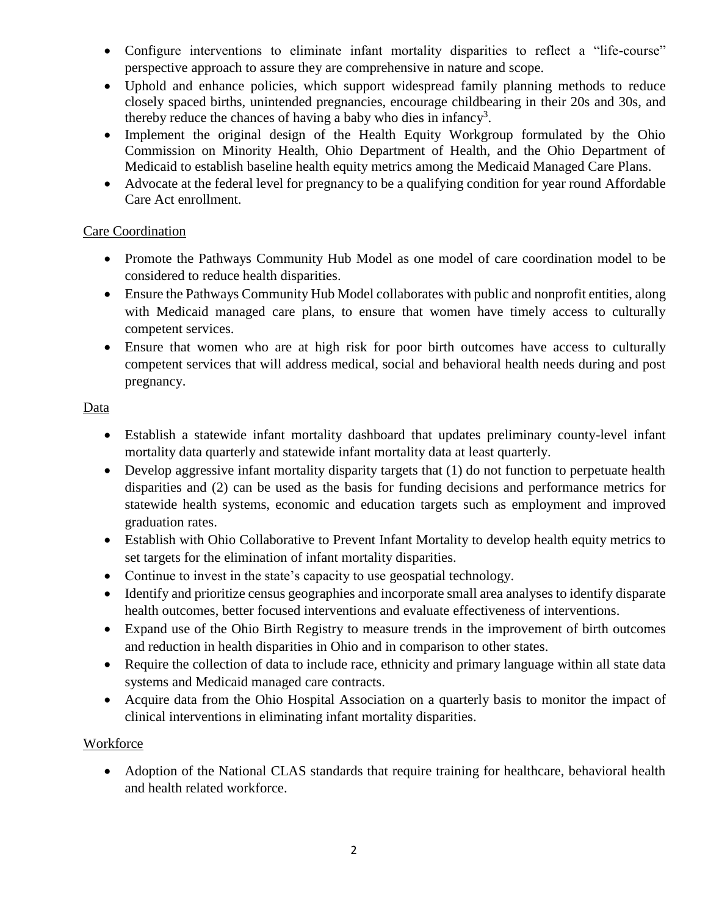- Configure interventions to eliminate infant mortality disparities to reflect a "life-course" perspective approach to assure they are comprehensive in nature and scope.
- Uphold and enhance policies, which support widespread family planning methods to reduce closely spaced births, unintended pregnancies, encourage childbearing in their 20s and 30s, and thereby reduce the chances of having a baby who dies in infancy[3].
- Implement the original design of the Health Equity Workgroup formulated by the Ohio Commission on Minority Health, Ohio Department of Health, and the Ohio Department of Medicaid to establish baseline health equity metrics among the Medicaid Managed Care Plans.
- Advocate at the federal level for pregnancy to be a qualifying condition for year round Affordable Care Act enrollment.

Care Coordination

- Promote the Pathways Community Hub Model as one model of care coordination model to be considered to reduce health disparities.
- Ensure the Pathways Community Hub Model collaborates with public and nonprofit entities, along with Medicaid managed care plans, to ensure that women have timely access to culturally competent services.
- Ensure that women who are at high risk for poor birth outcomes have access to culturally competent services that will address medical, social and behavioral health needs during and post pregnancy.

Data

- Establish a statewide infant mortality dashboard that updates preliminary county-level infant mortality data quarterly and statewide infant mortality data at least quarterly.
- Develop aggressive infant mortality disparity targets that (1) do not function to perpetuate health disparities and (2) can be used as the basis for funding decisions and performance metrics for statewide health systems, economic and education targets such as employment and improved graduation rates.
- Establish with Ohio Collaborative to Prevent Infant Mortality to develop health equity metrics to set targets for the elimination of infant mortality disparities.
- Continue to invest in the state's capacity to use geospatial technology.
- Identify and prioritize census geographies and incorporate small area analyses to identify disparate health outcomes, better focused interventions and evaluate effectiveness of interventions.
- Expand use of the Ohio Birth Registry to measure trends in the improvement of birth outcomes and reduction in health disparities in Ohio and in comparison to other states.
- Require the collection of data to include race, ethnicity and primary language within all state data systems and Medicaid managed care contracts.
- Acquire data from the Ohio Hospital Association on a quarterly basis to monitor the impact of clinical interventions in eliminating infant mortality disparities.

Workforce

- Adoption of the National CLAS standards that require training for healthcare, behavioral health and health related workforce.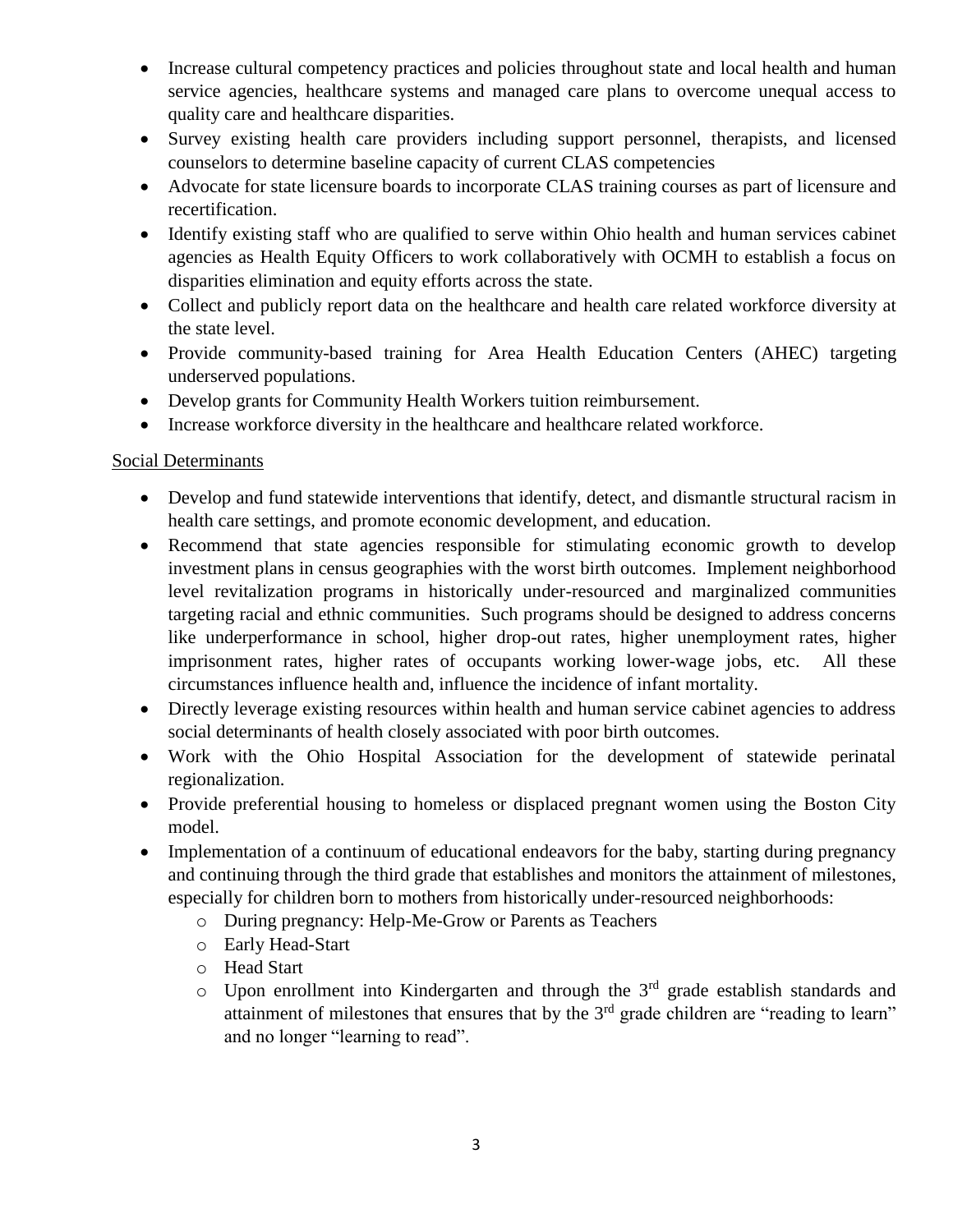- Increase cultural competency practices and policies throughout state and local health and human service agencies, healthcare systems and managed care plans to overcome unequal access to quality care and healthcare disparities.
- Survey existing health care providers including support personnel, therapists, and licensed counselors to determine baseline capacity of current CLAS competencies
- Advocate for state licensure boards to incorporate CLAS training courses as part of licensure and recertification.
- Identify existing staff who are qualified to serve within Ohio health and human services cabinet agencies as Health Equity Officers to work collaboratively with OCMH to establish a focus on disparities elimination and equity efforts across the state.
- Collect and publicly report data on the healthcare and health care related workforce diversity at the state level.
- Provide community-based training for Area Health Education Centers (AHEC) targeting underserved populations.
- Develop grants for Community Health Workers tuition reimbursement.
- Increase workforce diversity in the healthcare and healthcare related workforce.

<u>Social Determinants</u>

- Develop and fund statewide interventions that identify, detect, and dismantle structural racism in health care settings, and promote economic development, and education.
- Recommend that state agencies responsible for stimulating economic growth to develop investment plans in census geographies with the worst birth outcomes. Implement neighborhood level revitalization programs in historically under-resourced and marginalized communities targeting racial and ethnic communities. Such programs should be designed to address concerns like underperformance in school, higher drop-out rates, higher unemployment rates, higher imprisonment rates, higher rates of occupants working lower-wage jobs, etc. All these circumstances influence health and, influence the incidence of infant mortality.
- Directly leverage existing resources within health and human service cabinet agencies to address social determinants of health closely associated with poor birth outcomes.
- Work with the Ohio Hospital Association for the development of statewide perinatal regionalization.
- Provide preferential housing to homeless or displaced pregnant women using the Boston City model.
- Implementation of a continuum of educational endeavors for the baby, starting during pregnancy and continuing through the third grade that establishes and monitors the attainment of milestones, especially for children born to mothers from historically under-resourced neighborhoods:
  - During pregnancy: Help-Me-Grow or Parents as Teachers
  - Early Head-Start
  - Head Start
  - Upon enrollment into Kindergarten and through the 3rd grade establish standards and attainment of milestones that ensures that by the 3rd grade children are "reading to learn" and no longer "learning to read".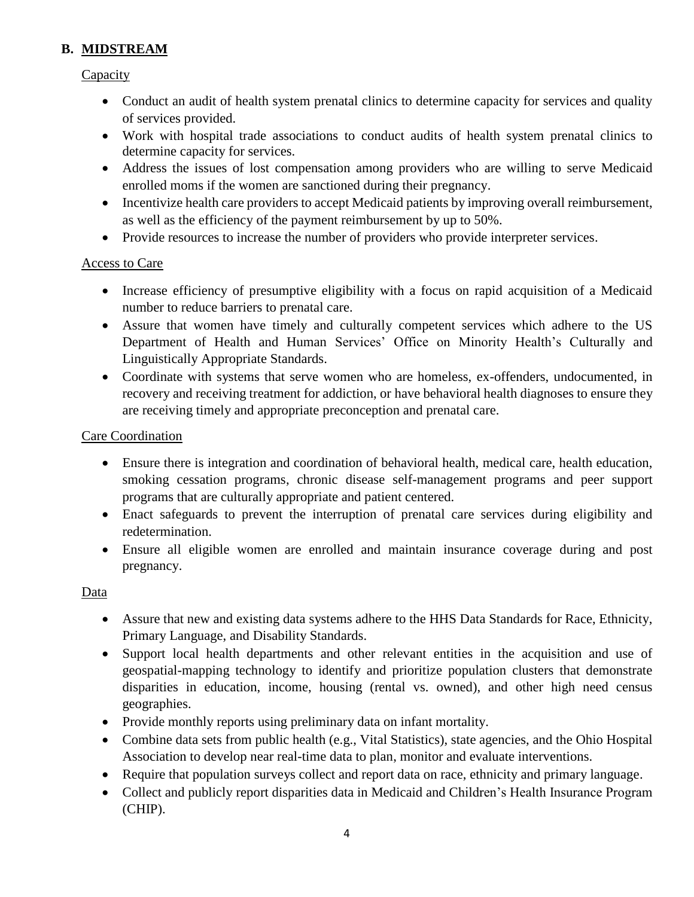## B. MIDSTREAM

### Capacity

- Conduct an audit of health system prenatal clinics to determine capacity for services and quality of services provided.
- Work with hospital trade associations to conduct audits of health system prenatal clinics to determine capacity for services.
- Address the issues of lost compensation among providers who are willing to serve Medicaid enrolled moms if the women are sanctioned during their pregnancy.
- Incentivize health care providers to accept Medicaid patients by improving overall reimbursement, as well as the efficiency of the payment reimbursement by up to 50%.
- Provide resources to increase the number of providers who provide interpreter services.

### Access to Care

- Increase efficiency of presumptive eligibility with a focus on rapid acquisition of a Medicaid number to reduce barriers to prenatal care.
- Assure that women have timely and culturally competent services which adhere to the US Department of Health and Human Services' Office on Minority Health's Culturally and Linguistically Appropriate Standards.
- Coordinate with systems that serve women who are homeless, ex-offenders, undocumented, in recovery and receiving treatment for addiction, or have behavioral health diagnoses to ensure they are receiving timely and appropriate preconception and prenatal care.

### Care Coordination

- Ensure there is integration and coordination of behavioral health, medical care, health education, smoking cessation programs, chronic disease self-management programs and peer support programs that are culturally appropriate and patient centered.
- Enact safeguards to prevent the interruption of prenatal care services during eligibility and redetermination.
- Ensure all eligible women are enrolled and maintain insurance coverage during and post pregnancy.

### Data

- Assure that new and existing data systems adhere to the HHS Data Standards for Race, Ethnicity, Primary Language, and Disability Standards.
- Support local health departments and other relevant entities in the acquisition and use of geospatial-mapping technology to identify and prioritize population clusters that demonstrate disparities in education, income, housing (rental vs. owned), and other high need census geographies.
- Provide monthly reports using preliminary data on infant mortality.
- Combine data sets from public health (e.g., Vital Statistics), state agencies, and the Ohio Hospital Association to develop near real-time data to plan, monitor and evaluate interventions.
- Require that population surveys collect and report data on race, ethnicity and primary language.
- Collect and publicly report disparities data in Medicaid and Children's Health Insurance Program (CHIP).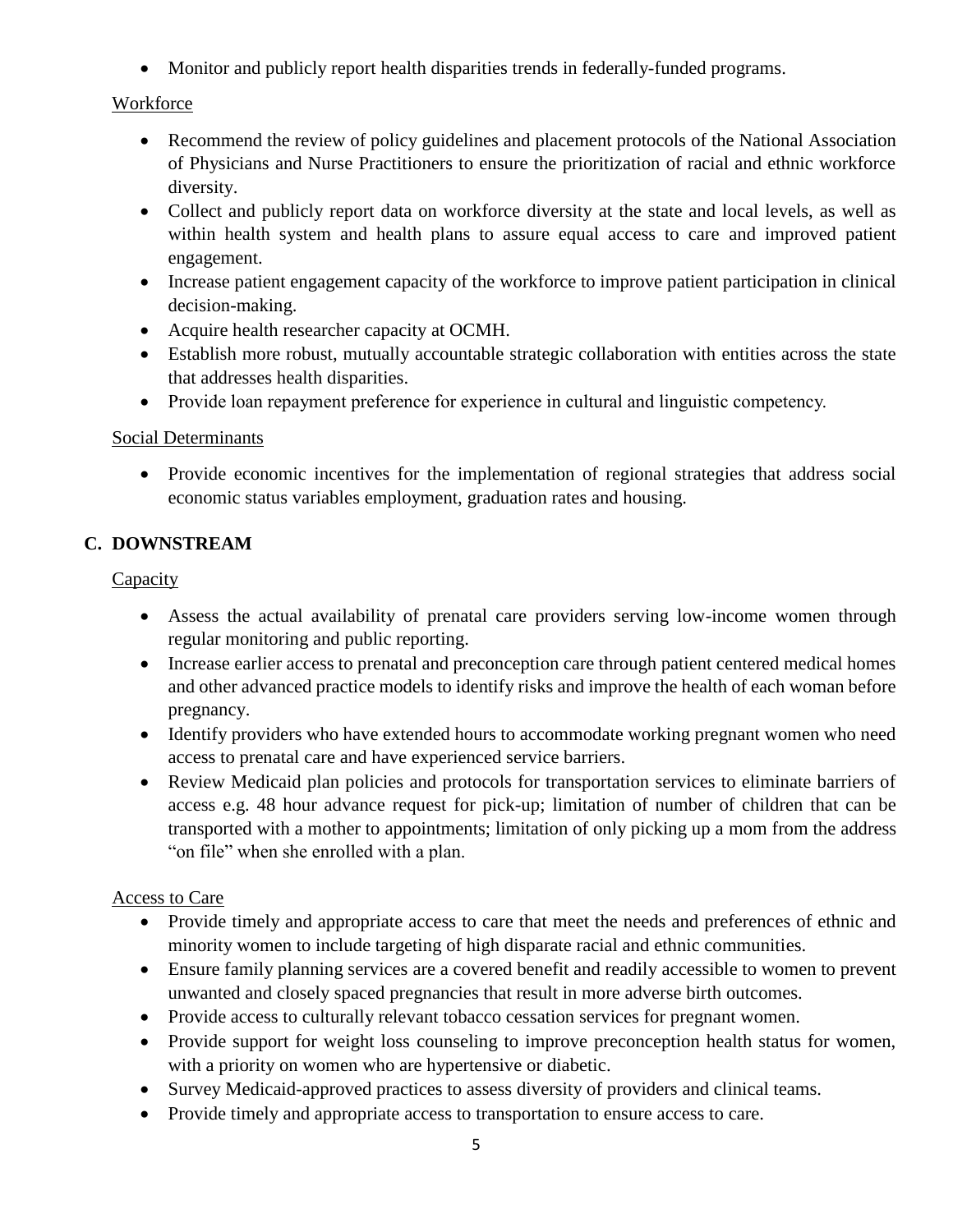- Monitor and publicly report health disparities trends in federally-funded programs.

Workforce

- Recommend the review of policy guidelines and placement protocols of the National Association of Physicians and Nurse Practitioners to ensure the prioritization of racial and ethnic workforce diversity.
- Collect and publicly report data on workforce diversity at the state and local levels, as well as within health system and health plans to assure equal access to care and improved patient engagement.
- Increase patient engagement capacity of the workforce to improve patient participation in clinical decision-making.
- Acquire health researcher capacity at OCMH.
- Establish more robust, mutually accountable strategic collaboration with entities across the state that addresses health disparities.
- Provide loan repayment preference for experience in cultural and linguistic competency.

Social Determinants

- Provide economic incentives for the implementation of regional strategies that address social economic status variables employment, graduation rates and housing.

## C. DOWNSTREAM

Capacity

- Assess the actual availability of prenatal care providers serving low-income women through regular monitoring and public reporting.
- Increase earlier access to prenatal and preconception care through patient centered medical homes and other advanced practice models to identify risks and improve the health of each woman before pregnancy.
- Identify providers who have extended hours to accommodate working pregnant women who need access to prenatal care and have experienced service barriers.
- Review Medicaid plan policies and protocols for transportation services to eliminate barriers of access e.g. 48 hour advance request for pick-up; limitation of number of children that can be transported with a mother to appointments; limitation of only picking up a mom from the address "on file" when she enrolled with a plan.

Access to Care

- Provide timely and appropriate access to care that meet the needs and preferences of ethnic and minority women to include targeting of high disparate racial and ethnic communities.
- Ensure family planning services are a covered benefit and readily accessible to women to prevent unwanted and closely spaced pregnancies that result in more adverse birth outcomes.
- Provide access to culturally relevant tobacco cessation services for pregnant women.
- Provide support for weight loss counseling to improve preconception health status for women, with a priority on women who are hypertensive or diabetic.
- Survey Medicaid-approved practices to assess diversity of providers and clinical teams.
- Provide timely and appropriate access to transportation to ensure access to care.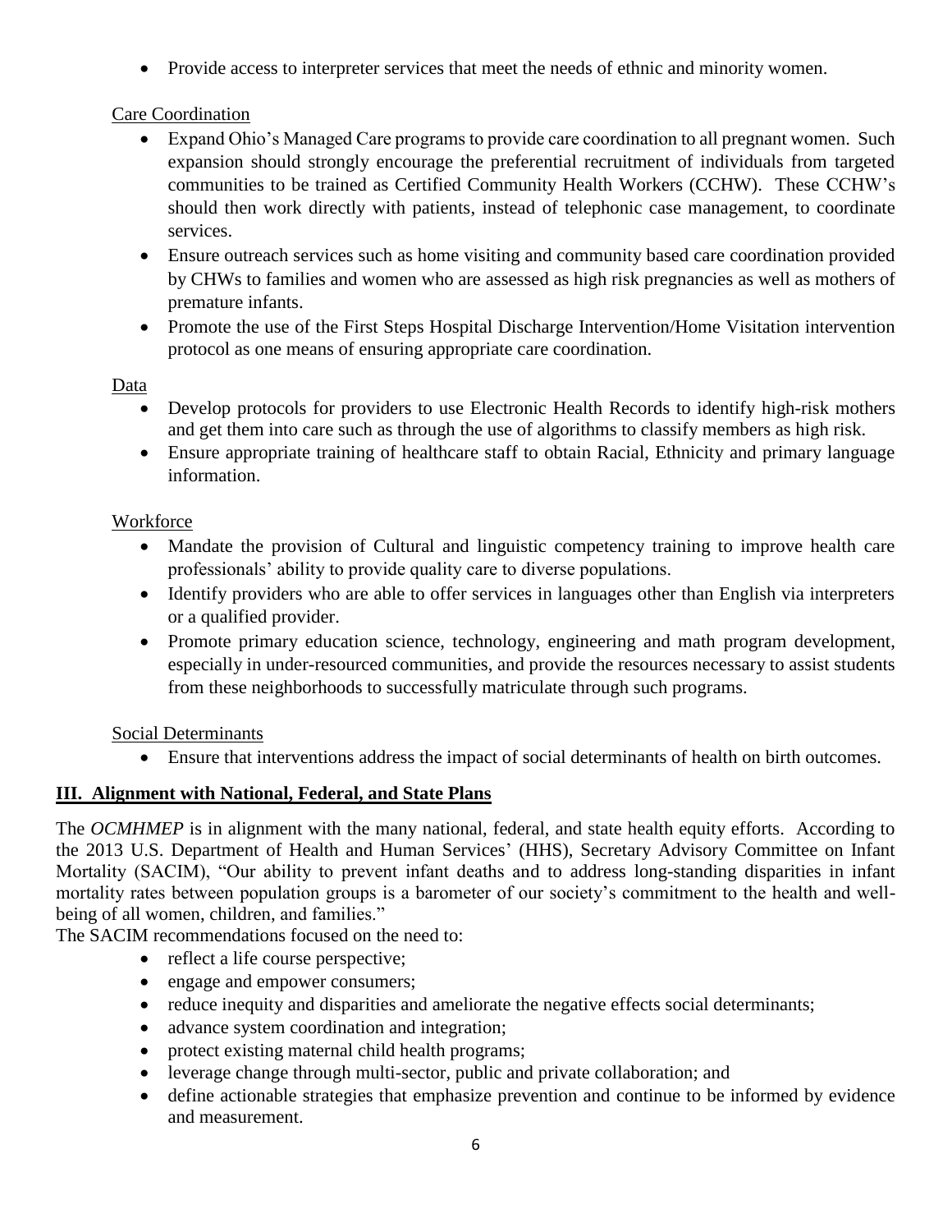- Provide access to interpreter services that meet the needs of ethnic and minority women.

Care Coordination

- Expand Ohio's Managed Care programs to provide care coordination to all pregnant women. Such expansion should strongly encourage the preferential recruitment of individuals from targeted communities to be trained as Certified Community Health Workers (CCHW). These CCHW's should then work directly with patients, instead of telephonic case management, to coordinate services.
- Ensure outreach services such as home visiting and community based care coordination provided by CHWs to families and women who are assessed as high risk pregnancies as well as mothers of premature infants.
- Promote the use of the First Steps Hospital Discharge Intervention/Home Visitation intervention protocol as one means of ensuring appropriate care coordination.

Data

- Develop protocols for providers to use Electronic Health Records to identify high-risk mothers and get them into care such as through the use of algorithms to classify members as high risk.
- Ensure appropriate training of healthcare staff to obtain Racial, Ethnicity and primary language information.

Workforce

- Mandate the provision of Cultural and linguistic competency training to improve health care professionals' ability to provide quality care to diverse populations.
- Identify providers who are able to offer services in languages other than English via interpreters or a qualified provider.
- Promote primary education science, technology, engineering and math program development, especially in under-resourced communities, and provide the resources necessary to assist students from these neighborhoods to successfully matriculate through such programs.

Social Determinants

- Ensure that interventions address the impact of social determinants of health on birth outcomes.

## III. Alignment with National, Federal, and State Plans

The *OCMHMEP* is in alignment with the many national, federal, and state health equity efforts. According to the 2013 U.S. Department of Health and Human Services' (HHS), Secretary Advisory Committee on Infant Mortality (SACIM), "Our ability to prevent infant deaths and to address long-standing disparities in infant mortality rates between population groups is a barometer of our society's commitment to the health and well-being of all women, children, and families."

The SACIM recommendations focused on the need to:

- reflect a life course perspective;
- engage and empower consumers;
- reduce inequity and disparities and ameliorate the negative effects social determinants;
- advance system coordination and integration;
- protect existing maternal child health programs;
- leverage change through multi-sector, public and private collaboration; and
- define actionable strategies that emphasize prevention and continue to be informed by evidence and measurement.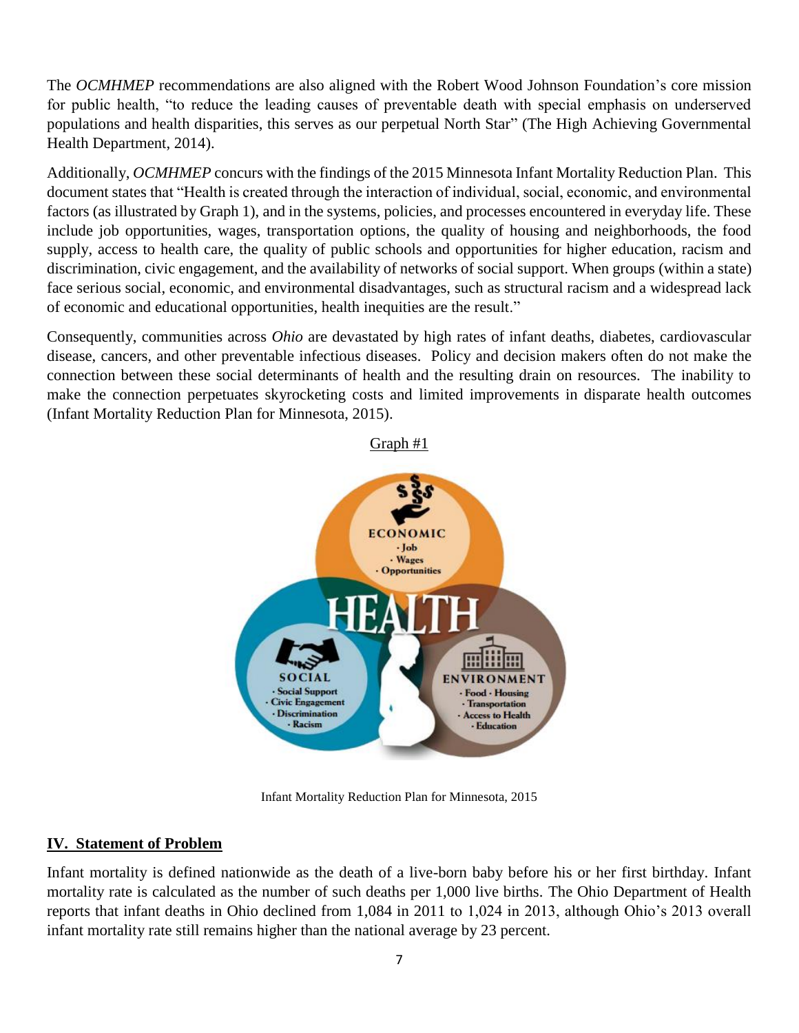The *OCMHMEP* recommendations are also aligned with the Robert Wood Johnson Foundation's core mission for public health, "to reduce the leading causes of preventable death with special emphasis on underserved populations and health disparities, this serves as our perpetual North Star" (The High Achieving Governmental Health Department, 2014).

Additionally, *OCMHMEP* concurs with the findings of the 2015 Minnesota Infant Mortality Reduction Plan. This document states that "Health is created through the interaction of individual, social, economic, and environmental factors (as illustrated by Graph 1), and in the systems, policies, and processes encountered in everyday life. These include job opportunities, wages, transportation options, the quality of housing and neighborhoods, the food supply, access to health care, the quality of public schools and opportunities for higher education, racism and discrimination, civic engagement, and the availability of networks of social support. When groups (within a state) face serious social, economic, and environmental disadvantages, such as structural racism and a widespread lack of economic and educational opportunities, health inequities are the result."

Consequently, communities across *Ohio* are devastated by high rates of infant deaths, diabetes, cardiovascular disease, cancers, and other preventable infectious diseases. Policy and decision makers often do not make the connection between these social determinants of health and the resulting drain on resources. The inability to make the connection perpetuates skyrocketing costs and limited improvements in disparate health outcomes (Infant Mortality Reduction Plan for Minnesota, 2015).

Graph #1

Infant Mortality Reduction Plan for Minnesota, 2015

## IV. Statement of Problem

Infant mortality is defined nationwide as the death of a live-born baby before his or her first birthday. Infant mortality rate is calculated as the number of such deaths per 1,000 live births. The Ohio Department of Health reports that infant deaths in Ohio declined from 1,084 in 2011 to 1,024 in 2013, although Ohio's 2013 overall infant mortality rate still remains higher than the national average by 23 percent.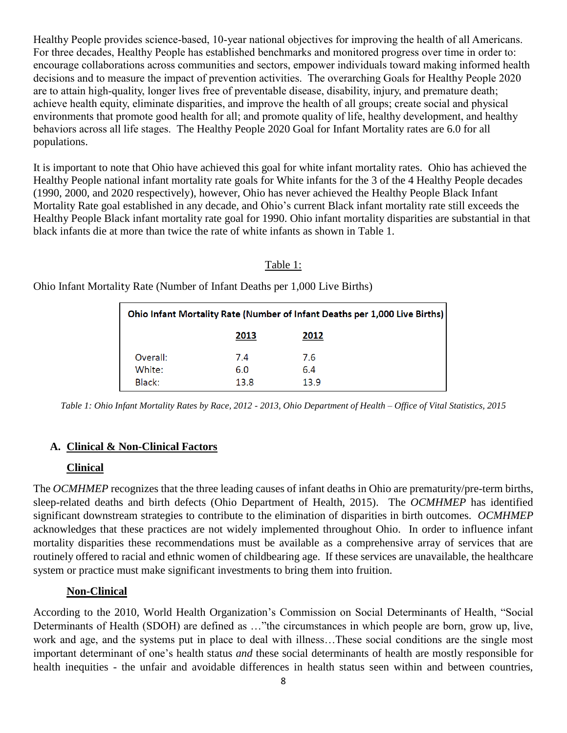Healthy People provides science-based, 10-year national objectives for improving the health of all Americans. For three decades, Healthy People has established benchmarks and monitored progress over time in order to: encourage collaborations across communities and sectors, empower individuals toward making informed health decisions and to measure the impact of prevention activities. The overarching Goals for Healthy People 2020 are to attain high-quality, longer lives free of preventable disease, disability, injury, and premature death; achieve health equity, eliminate disparities, and improve the health of all groups; create social and physical environments that promote good health for all; and promote quality of life, healthy development, and healthy behaviors across all life stages. The Healthy People 2020 Goal for Infant Mortality rates are 6.0 for all populations.

It is important to note that Ohio have achieved this goal for white infant mortality rates. Ohio has achieved the Healthy People national infant mortality rate goals for White infants for the 3 of the 4 Healthy People decades (1990, 2000, and 2020 respectively), however, Ohio has never achieved the Healthy People Black Infant Mortality Rate goal established in any decade, and Ohio's current Black infant mortality rate still exceeds the Healthy People Black infant mortality rate goal for 1990. Ohio infant mortality disparities are substantial in that black infants die at more than twice the rate of white infants as shown in Table 1.

Table 1:

Ohio Infant Mortality Rate (Number of Infant Deaths per 1,000 Live Births)

| Ohio Infant Mortality Rate (Number of Infant Deaths per 1,000 Live Births) | | |
|---|---|---|
| | **2013** | **2012** |
| Overall: | 7.4 | 7.6 |
| White: | 6.0 | 6.4 |
| Black: | 13.8 | 13.9 |

*Table 1: Ohio Infant Mortality Rates by Race, 2012 - 2013, Ohio Department of Health – Office of Vital Statistics, 2015*

## A. Clinical & Non-Clinical Factors

### Clinical

The *OCMHMEP* recognizes that the three leading causes of infant deaths in Ohio are prematurity/pre-term births, sleep-related deaths and birth defects (Ohio Department of Health, 2015). The *OCMHMEP* has identified significant downstream strategies to contribute to the elimination of disparities in birth outcomes. *OCMHMEP* acknowledges that these practices are not widely implemented throughout Ohio. In order to influence infant mortality disparities these recommendations must be available as a comprehensive array of services that are routinely offered to racial and ethnic women of childbearing age. If these services are unavailable, the healthcare system or practice must make significant investments to bring them into fruition.

### Non-Clinical

According to the 2010, World Health Organization's Commission on Social Determinants of Health, "Social Determinants of Health (SDOH) are defined as …"the circumstances in which people are born, grow up, live, work and age, and the systems put in place to deal with illness…These social conditions are the single most important determinant of one's health status *and* these social determinants of health are mostly responsible for health inequities - the unfair and avoidable differences in health status seen within and between countries,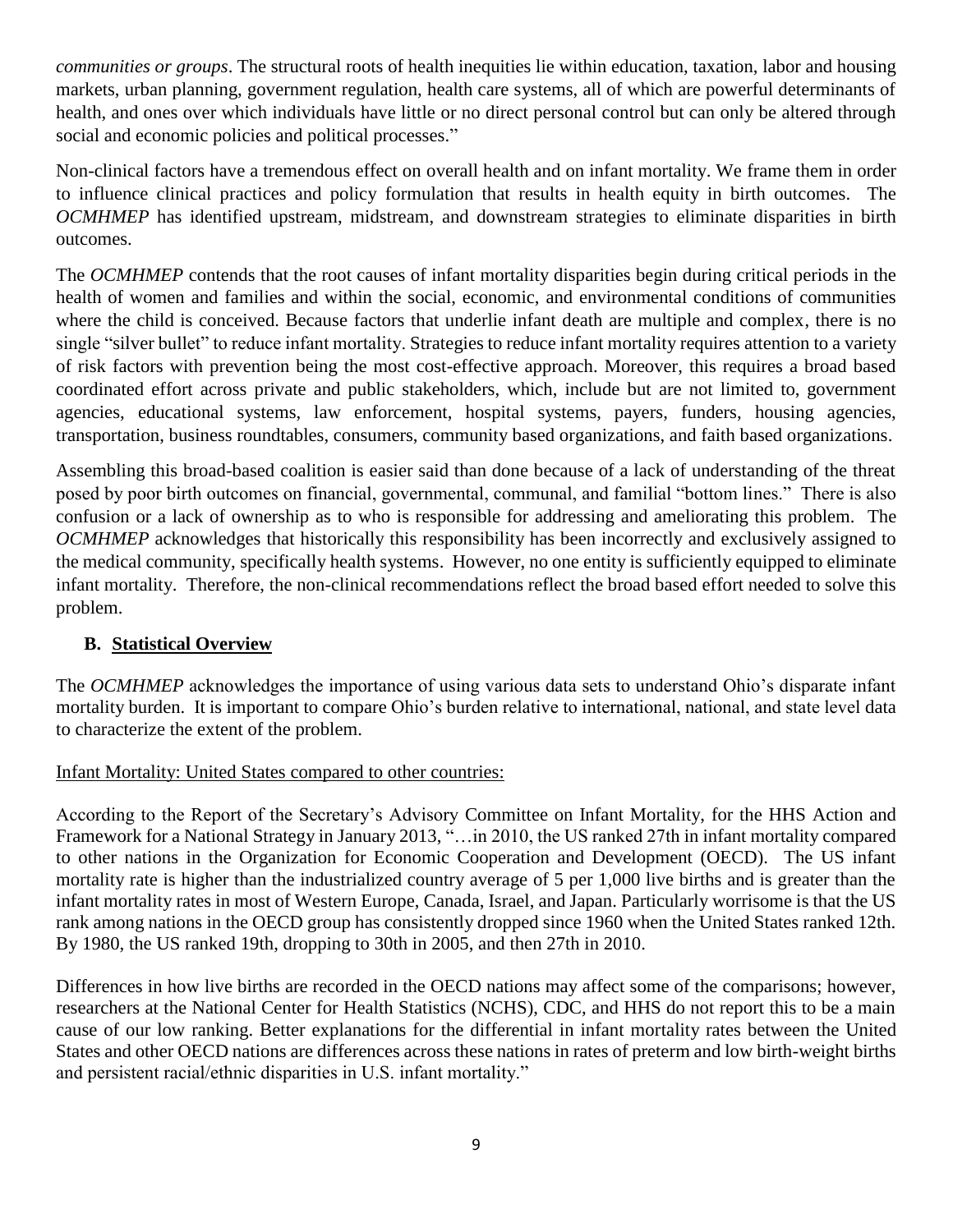*communities or groups*. The structural roots of health inequities lie within education, taxation, labor and housing markets, urban planning, government regulation, health care systems, all of which are powerful determinants of health, and ones over which individuals have little or no direct personal control but can only be altered through social and economic policies and political processes."

Non-clinical factors have a tremendous effect on overall health and on infant mortality. We frame them in order to influence clinical practices and policy formulation that results in health equity in birth outcomes. The *OCMHMEP* has identified upstream, midstream, and downstream strategies to eliminate disparities in birth outcomes.

The *OCMHMEP* contends that the root causes of infant mortality disparities begin during critical periods in the health of women and families and within the social, economic, and environmental conditions of communities where the child is conceived. Because factors that underlie infant death are multiple and complex, there is no single "silver bullet" to reduce infant mortality. Strategies to reduce infant mortality requires attention to a variety of risk factors with prevention being the most cost-effective approach. Moreover, this requires a broad based coordinated effort across private and public stakeholders, which, include but are not limited to, government agencies, educational systems, law enforcement, hospital systems, payers, funders, housing agencies, transportation, business roundtables, consumers, community based organizations, and faith based organizations.

Assembling this broad-based coalition is easier said than done because of a lack of understanding of the threat posed by poor birth outcomes on financial, governmental, communal, and familial "bottom lines." There is also confusion or a lack of ownership as to who is responsible for addressing and ameliorating this problem. The *OCMHMEP* acknowledges that historically this responsibility has been incorrectly and exclusively assigned to the medical community, specifically health systems. However, no one entity is sufficiently equipped to eliminate infant mortality. Therefore, the non-clinical recommendations reflect the broad based effort needed to solve this problem.

## B. Statistical Overview

The *OCMHMEP* acknowledges the importance of using various data sets to understand Ohio's disparate infant mortality burden. It is important to compare Ohio's burden relative to international, national, and state level data to characterize the extent of the problem.

Infant Mortality: United States compared to other countries:

According to the Report of the Secretary's Advisory Committee on Infant Mortality, for the HHS Action and Framework for a National Strategy in January 2013, "…in 2010, the US ranked 27th in infant mortality compared to other nations in the Organization for Economic Cooperation and Development (OECD). The US infant mortality rate is higher than the industrialized country average of 5 per 1,000 live births and is greater than the infant mortality rates in most of Western Europe, Canada, Israel, and Japan. Particularly worrisome is that the US rank among nations in the OECD group has consistently dropped since 1960 when the United States ranked 12th. By 1980, the US ranked 19th, dropping to 30th in 2005, and then 27th in 2010.

Differences in how live births are recorded in the OECD nations may affect some of the comparisons; however, researchers at the National Center for Health Statistics (NCHS), CDC, and HHS do not report this to be a main cause of our low ranking. Better explanations for the differential in infant mortality rates between the United States and other OECD nations are differences across these nations in rates of preterm and low birth-weight births and persistent racial/ethnic disparities in U.S. infant mortality."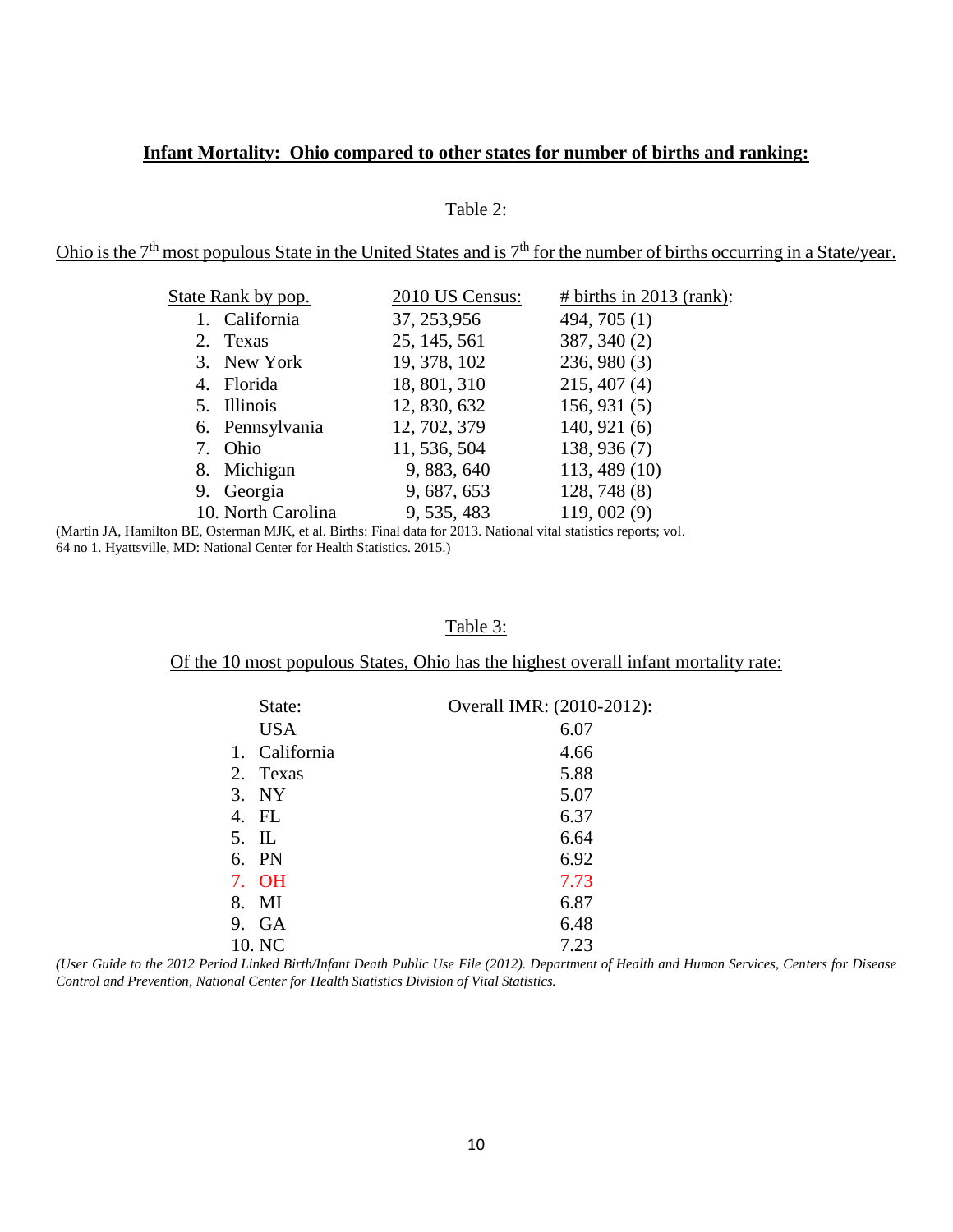**Infant Mortality: Ohio compared to other states for number of births and ranking:**

Table 2:

Ohio is the 7th most populous State in the United States and is 7th for the number of births occurring in a State/year.

| State Rank by pop. | 2010 US Census: | # births in 2013 (rank): |
|---|---|---|
| 1. California | 37, 253,956 | 494, 705 (1) |
| 2. Texas | 25, 145, 561 | 387, 340 (2) |
| 3. New York | 19, 378, 102 | 236, 980 (3) |
| 4. Florida | 18, 801, 310 | 215, 407 (4) |
| 5. Illinois | 12, 830, 632 | 156, 931 (5) |
| 6. Pennsylvania | 12, 702, 379 | 140, 921 (6) |
| 7. Ohio | 11, 536, 504 | 138, 936 (7) |
| 8. Michigan | 9, 883, 640 | 113, 489 (10) |
| 9. Georgia | 9, 687, 653 | 128, 748 (8) |
| 10. North Carolina | 9, 535, 483 | 119, 002 (9) |

(Martin JA, Hamilton BE, Osterman MJK, et al. Births: Final data for 2013. National vital statistics reports; vol. 64 no 1. Hyattsville, MD: National Center for Health Statistics. 2015.)

Table 3:

Of the 10 most populous States, Ohio has the highest overall infant mortality rate:

| State: | Overall IMR: (2010-2012): |
|---|---|
| USA | 6.07 |
| 1. California | 4.66 |
| 2. Texas | 5.88 |
| 3. NY | 5.07 |
| 4. FL | 6.37 |
| 5. IL | 6.64 |
| 6. PN | 6.92 |
| 7. OH | 7.73 |
| 8. MI | 6.87 |
| 9. GA | 6.48 |
| 10. NC | 7.23 |

*(User Guide to the 2012 Period Linked Birth/Infant Death Public Use File (2012). Department of Health and Human Services, Centers for Disease Control and Prevention, National Center for Health Statistics Division of Vital Statistics.*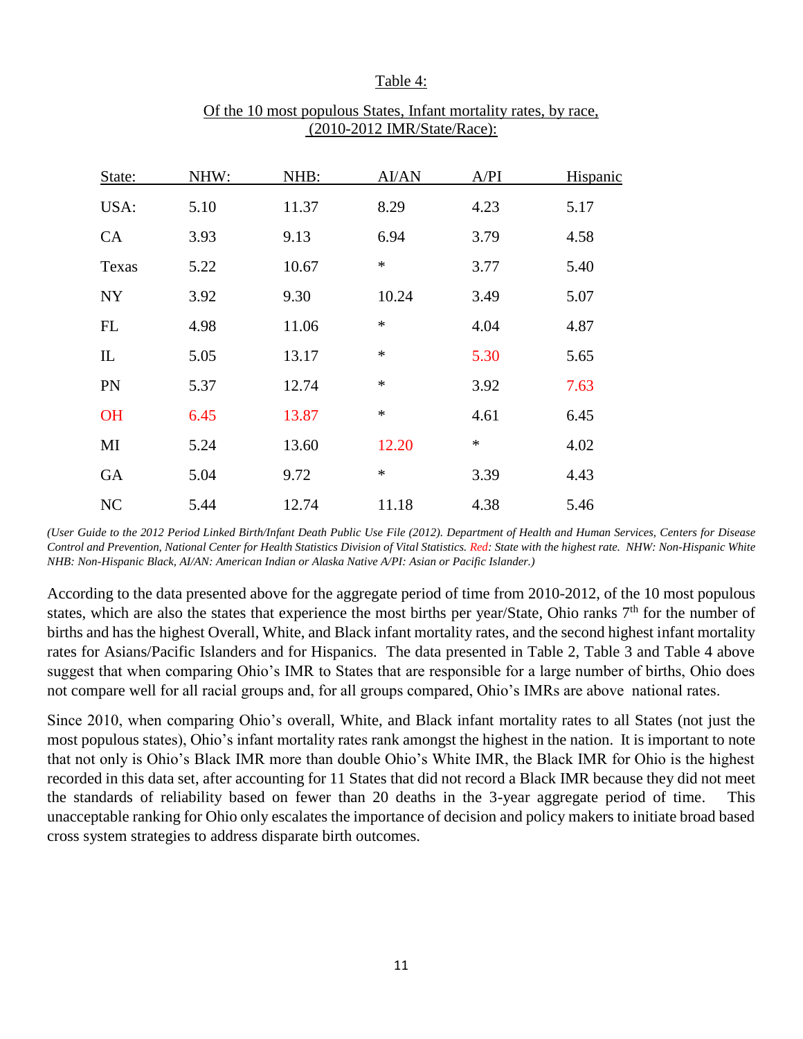Table 4:

Of the 10 most populous States, Infant mortality rates, by race, (2010-2012 IMR/State/Race):

| State: | NHW: | NHB: | AI/AN | A/PI | Hispanic |
|---|---|---|---|---|---|
| USA: | 5.10 | 11.37 | 8.29 | 4.23 | 5.17 |
| CA | 3.93 | 9.13 | 6.94 | 3.79 | 4.58 |
| Texas | 5.22 | 10.67 | * | 3.77 | 5.40 |
| NY | 3.92 | 9.30 | 10.24 | 3.49 | 5.07 |
| FL | 4.98 | 11.06 | * | 4.04 | 4.87 |
| IL | 5.05 | 13.17 | * | 5.30 | 5.65 |
| PN | 5.37 | 12.74 | * | 3.92 | 7.63 |
| OH | 6.45 | 13.87 | * | 4.61 | 6.45 |
| MI | 5.24 | 13.60 | 12.20 | * | 4.02 |
| GA | 5.04 | 9.72 | * | 3.39 | 4.43 |
| NC | 5.44 | 12.74 | 11.18 | 4.38 | 5.46 |

*(User Guide to the 2012 Period Linked Birth/Infant Death Public Use File (2012). Department of Health and Human Services, Centers for Disease Control and Prevention, National Center for Health Statistics Division of Vital Statistics. Red: State with the highest rate. NHW: Non-Hispanic White NHB: Non-Hispanic Black, AI/AN: American Indian or Alaska Native A/PI: Asian or Pacific Islander.)*

According to the data presented above for the aggregate period of time from 2010-2012, of the 10 most populous states, which are also the states that experience the most births per year/State, Ohio ranks 7th for the number of births and has the highest Overall, White, and Black infant mortality rates, and the second highest infant mortality rates for Asians/Pacific Islanders and for Hispanics. The data presented in Table 2, Table 3 and Table 4 above suggest that when comparing Ohio's IMR to States that are responsible for a large number of births, Ohio does not compare well for all racial groups and, for all groups compared, Ohio's IMRs are above national rates.

Since 2010, when comparing Ohio's overall, White, and Black infant mortality rates to all States (not just the most populous states), Ohio's infant mortality rates rank amongst the highest in the nation. It is important to note that not only is Ohio's Black IMR more than double Ohio's White IMR, the Black IMR for Ohio is the highest recorded in this data set, after accounting for 11 States that did not record a Black IMR because they did not meet the standards of reliability based on fewer than 20 deaths in the 3-year aggregate period of time. This unacceptable ranking for Ohio only escalates the importance of decision and policy makers to initiate broad based cross system strategies to address disparate birth outcomes.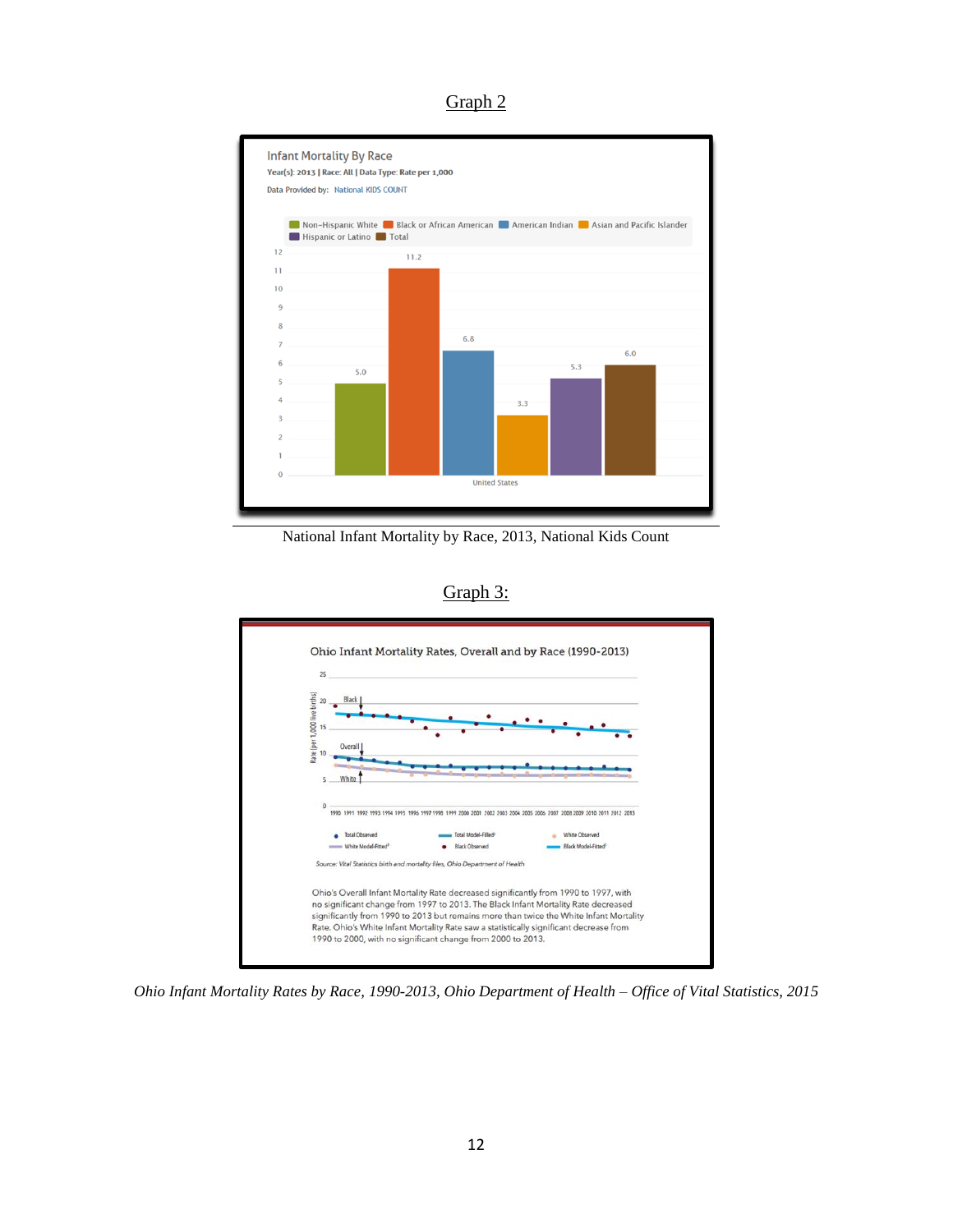Graph 2

Infant Mortality By Race

Year(s): 2013 | Race: All | Data Type: Rate per 1,000

Data Provided by: National KIDS COUNT

| Race | Rate per 1,000 (United States) |
|---|---|
| Non-Hispanic White | 5.0 |
| Black or African American | 11.2 |
| American Indian | 6.8 |
| Asian and Pacific Islander | 3.3 |
| Hispanic or Latino | 5.3 |
| Total | 6.0 |

National Infant Mortality by Race, 2013, National Kids Count

Graph 3:

Ohio Infant Mortality Rates, Overall and by Race (1990-2013)

Source: Vital Statistics birth and mortality files, Ohio Department of Health

Ohio's Overall Infant Mortality Rate decreased significantly from 1990 to 1997, with no significant change from 1997 to 2013. The Black Infant Mortality Rate decreased significantly from 1990 to 2013 but remains more than twice the White Infant Mortality Rate. Ohio's White Infant Mortality Rate saw a statistically significant decrease from 1990 to 2000, with no significant change from 2000 to 2013.

*Ohio Infant Mortality Rates by Race, 1990-2013, Ohio Department of Health – Office of Vital Statistics, 2015*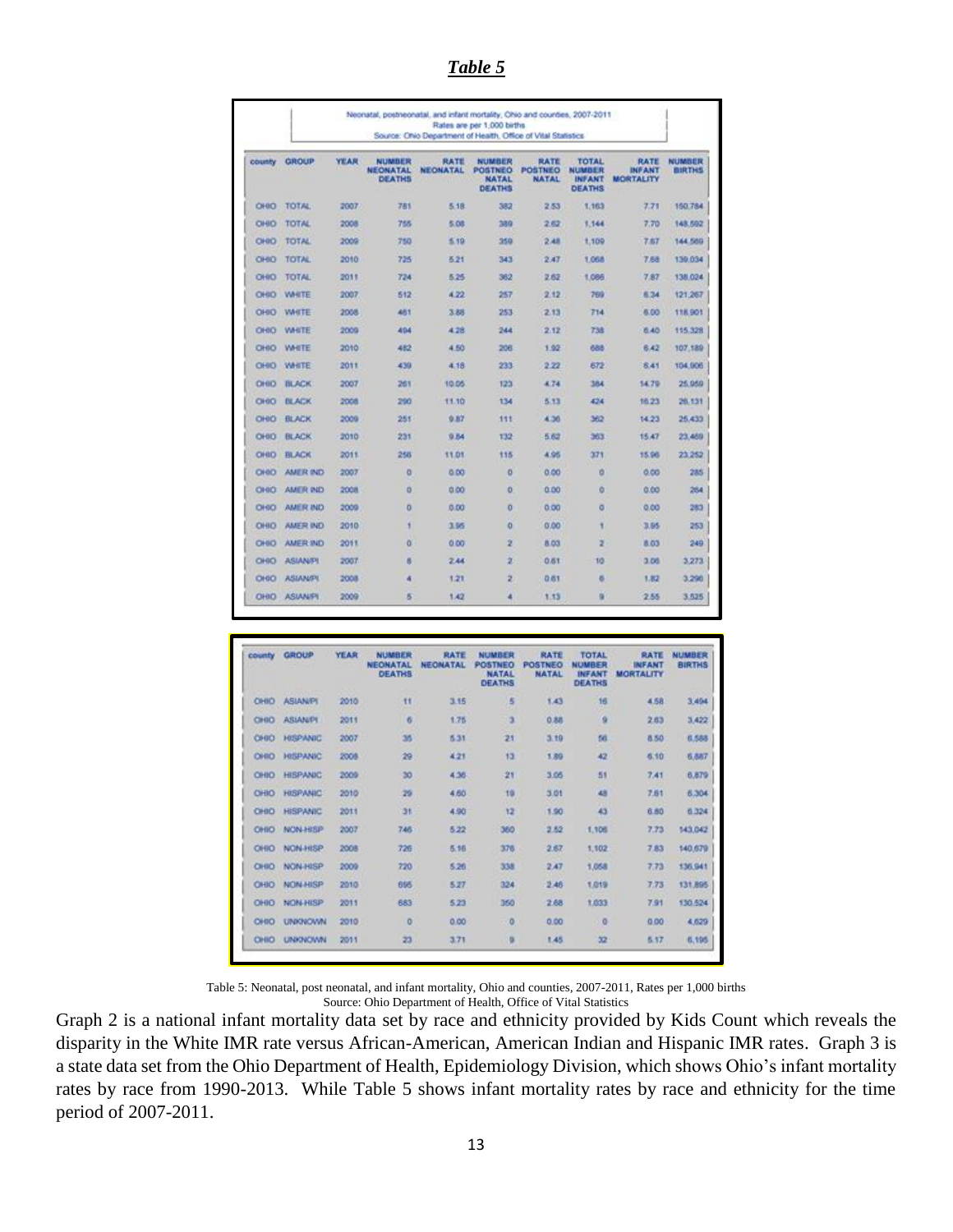***Table 5***

Neonatal, postneonatal, and infant mortality, Ohio and counties, 2007-2011
Rates are per 1,000 births
Source: Ohio Department of Health, Office of Vital Statistics

| county | GROUP | YEAR | NUMBER NEONATAL DEATHS | RATE NEONATAL | NUMBER POSTNEO NATAL DEATHS | RATE POSTNEO NATAL | TOTAL NUMBER INFANT DEATHS | RATE INFANT MORTALITY | NUMBER BIRTHS |
|---|---|---|---|---|---|---|---|---|---|
| OHIO | TOTAL | 2007 | 781 | 5.18 | 382 | 2.53 | 1,163 | 7.71 | 150,784 |
| OHIO | TOTAL | 2008 | 755 | 5.08 | 389 | 2.62 | 1,144 | 7.70 | 148,592 |
| OHIO | TOTAL | 2009 | 750 | 5.19 | 359 | 2.48 | 1,109 | 7.67 | 144,569 |
| OHIO | TOTAL | 2010 | 725 | 5.21 | 343 | 2.47 | 1,068 | 7.68 | 139,034 |
| OHIO | TOTAL | 2011 | 724 | 5.25 | 362 | 2.62 | 1,086 | 7.87 | 138,024 |
| OHIO | WHITE | 2007 | 512 | 4.22 | 257 | 2.12 | 769 | 6.34 | 121,267 |
| OHIO | WHITE | 2008 | 461 | 3.88 | 253 | 2.13 | 714 | 6.00 | 118,901 |
| OHIO | WHITE | 2009 | 494 | 4.28 | 244 | 2.12 | 738 | 6.40 | 115,328 |
| OHIO | WHITE | 2010 | 482 | 4.50 | 206 | 1.92 | 688 | 6.42 | 107,189 |
| OHIO | WHITE | 2011 | 439 | 4.18 | 233 | 2.22 | 672 | 6.41 | 104,906 |
| OHIO | BLACK | 2007 | 261 | 10.05 | 123 | 4.74 | 384 | 14.79 | 25,959 |
| OHIO | BLACK | 2008 | 290 | 11.10 | 134 | 5.13 | 424 | 16.23 | 26,131 |
| OHIO | BLACK | 2009 | 251 | 9.87 | 111 | 4.36 | 362 | 14.23 | 25,433 |
| OHIO | BLACK | 2010 | 231 | 9.84 | 132 | 5.62 | 363 | 15.47 | 23,469 |
| OHIO | BLACK | 2011 | 256 | 11.01 | 115 | 4.95 | 371 | 15.96 | 23,252 |
| OHIO | AMER IND | 2007 | 0 | 0.00 | 0 | 0.00 | 0 | 0.00 | 285 |
| OHIO | AMER IND | 2008 | 0 | 0.00 | 0 | 0.00 | 0 | 0.00 | 264 |
| OHIO | AMER IND | 2009 | 0 | 0.00 | 0 | 0.00 | 0 | 0.00 | 283 |
| OHIO | AMER IND | 2010 | 1 | 3.95 | 0 | 0.00 | 1 | 3.95 | 253 |
| OHIO | AMER IND | 2011 | 0 | 0.00 | 2 | 8.03 | 2 | 8.03 | 249 |
| OHIO | ASIAN/PI | 2007 | 8 | 2.44 | 2 | 0.61 | 10 | 3.06 | 3,273 |
| OHIO | ASIAN/PI | 2008 | 4 | 1.21 | 2 | 0.61 | 6 | 1.82 | 3,296 |
| OHIO | ASIAN/PI | 2009 | 5 | 1.42 | 4 | 1.13 | 9 | 2.55 | 3,525 |
| OHIO | ASIAN/PI | 2010 | 11 | 3.15 | 5 | 1.43 | 16 | 4.58 | 3,494 |
| OHIO | ASIAN/PI | 2011 | 6 | 1.75 | 3 | 0.88 | 9 | 2.63 | 3,422 |
| OHIO | HISPANIC | 2007 | 35 | 5.31 | 21 | 3.19 | 56 | 8.50 | 6,588 |
| OHIO | HISPANIC | 2008 | 29 | 4.21 | 13 | 1.89 | 42 | 6.10 | 6,887 |
| OHIO | HISPANIC | 2009 | 30 | 4.36 | 21 | 3.05 | 51 | 7.41 | 6,879 |
| OHIO | HISPANIC | 2010 | 29 | 4.60 | 19 | 3.01 | 48 | 7.61 | 6,304 |
| OHIO | HISPANIC | 2011 | 31 | 4.90 | 12 | 1.90 | 43 | 6.80 | 6,324 |
| OHIO | NON-HISP | 2007 | 746 | 5.22 | 360 | 2.52 | 1,106 | 7.73 | 143,042 |
| OHIO | NON-HISP | 2008 | 726 | 5.16 | 376 | 2.67 | 1,102 | 7.83 | 140,679 |
| OHIO | NON-HISP | 2009 | 720 | 5.26 | 338 | 2.47 | 1,058 | 7.73 | 136,941 |
| OHIO | NON-HISP | 2010 | 695 | 5.27 | 324 | 2.46 | 1,019 | 7.73 | 131,895 |
| OHIO | NON-HISP | 2011 | 683 | 5.23 | 350 | 2.68 | 1,033 | 7.91 | 130,524 |
| OHIO | UNKNOWN | 2010 | 0 | 0.00 | 0 | 0.00 | 0 | 0.00 | 4,629 |
| OHIO | UNKNOWN | 2011 | 23 | 3.71 | 9 | 1.45 | 32 | 5.17 | 6,195 |

Table 5: Neonatal, post neonatal, and infant mortality, Ohio and counties, 2007-2011, Rates per 1,000 births
Source: Ohio Department of Health, Office of Vital Statistics

Graph 2 is a national infant mortality data set by race and ethnicity provided by Kids Count which reveals the disparity in the White IMR rate versus African-American, American Indian and Hispanic IMR rates. Graph 3 is a state data set from the Ohio Department of Health, Epidemiology Division, which shows Ohio's infant mortality rates by race from 1990-2013. While Table 5 shows infant mortality rates by race and ethnicity for the time period of 2007-2011.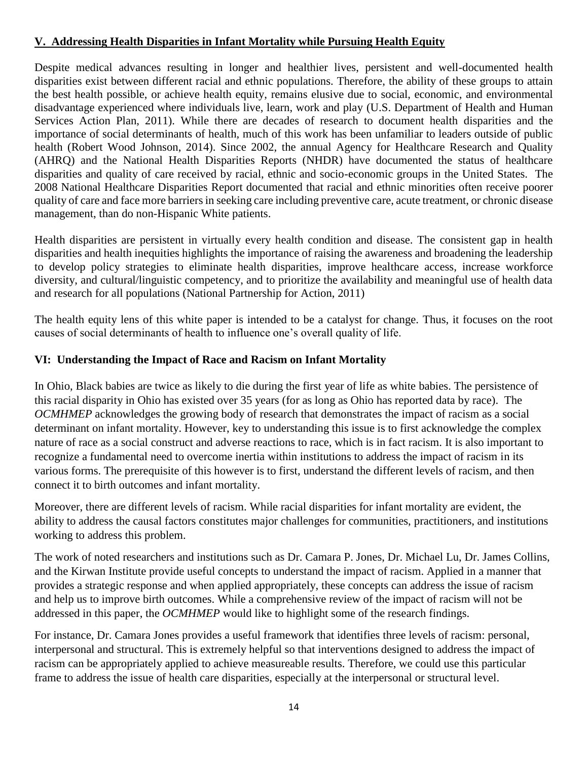## V. Addressing Health Disparities in Infant Mortality while Pursuing Health Equity

Despite medical advances resulting in longer and healthier lives, persistent and well-documented health disparities exist between different racial and ethnic populations. Therefore, the ability of these groups to attain the best health possible, or achieve health equity, remains elusive due to social, economic, and environmental disadvantage experienced where individuals live, learn, work and play (U.S. Department of Health and Human Services Action Plan, 2011). While there are decades of research to document health disparities and the importance of social determinants of health, much of this work has been unfamiliar to leaders outside of public health (Robert Wood Johnson, 2014). Since 2002, the annual Agency for Healthcare Research and Quality (AHRQ) and the National Health Disparities Reports (NHDR) have documented the status of healthcare disparities and quality of care received by racial, ethnic and socio-economic groups in the United States. The 2008 National Healthcare Disparities Report documented that racial and ethnic minorities often receive poorer quality of care and face more barriers in seeking care including preventive care, acute treatment, or chronic disease management, than do non-Hispanic White patients.

Health disparities are persistent in virtually every health condition and disease. The consistent gap in health disparities and health inequities highlights the importance of raising the awareness and broadening the leadership to develop policy strategies to eliminate health disparities, improve healthcare access, increase workforce diversity, and cultural/linguistic competency, and to prioritize the availability and meaningful use of health data and research for all populations (National Partnership for Action, 2011)

The health equity lens of this white paper is intended to be a catalyst for change. Thus, it focuses on the root causes of social determinants of health to influence one's overall quality of life.

## VI: Understanding the Impact of Race and Racism on Infant Mortality

In Ohio, Black babies are twice as likely to die during the first year of life as white babies. The persistence of this racial disparity in Ohio has existed over 35 years (for as long as Ohio has reported data by race). The *OCMHMEP* acknowledges the growing body of research that demonstrates the impact of racism as a social determinant on infant mortality. However, key to understanding this issue is to first acknowledge the complex nature of race as a social construct and adverse reactions to race, which is in fact racism. It is also important to recognize a fundamental need to overcome inertia within institutions to address the impact of racism in its various forms. The prerequisite of this however is to first, understand the different levels of racism, and then connect it to birth outcomes and infant mortality.

Moreover, there are different levels of racism. While racial disparities for infant mortality are evident, the ability to address the causal factors constitutes major challenges for communities, practitioners, and institutions working to address this problem.

The work of noted researchers and institutions such as Dr. Camara P. Jones, Dr. Michael Lu, Dr. James Collins, and the Kirwan Institute provide useful concepts to understand the impact of racism. Applied in a manner that provides a strategic response and when applied appropriately, these concepts can address the issue of racism and help us to improve birth outcomes. While a comprehensive review of the impact of racism will not be addressed in this paper, the *OCMHMEP* would like to highlight some of the research findings.

For instance, Dr. Camara Jones provides a useful framework that identifies three levels of racism: personal, interpersonal and structural. This is extremely helpful so that interventions designed to address the impact of racism can be appropriately applied to achieve measureable results. Therefore, we could use this particular frame to address the issue of health care disparities, especially at the interpersonal or structural level.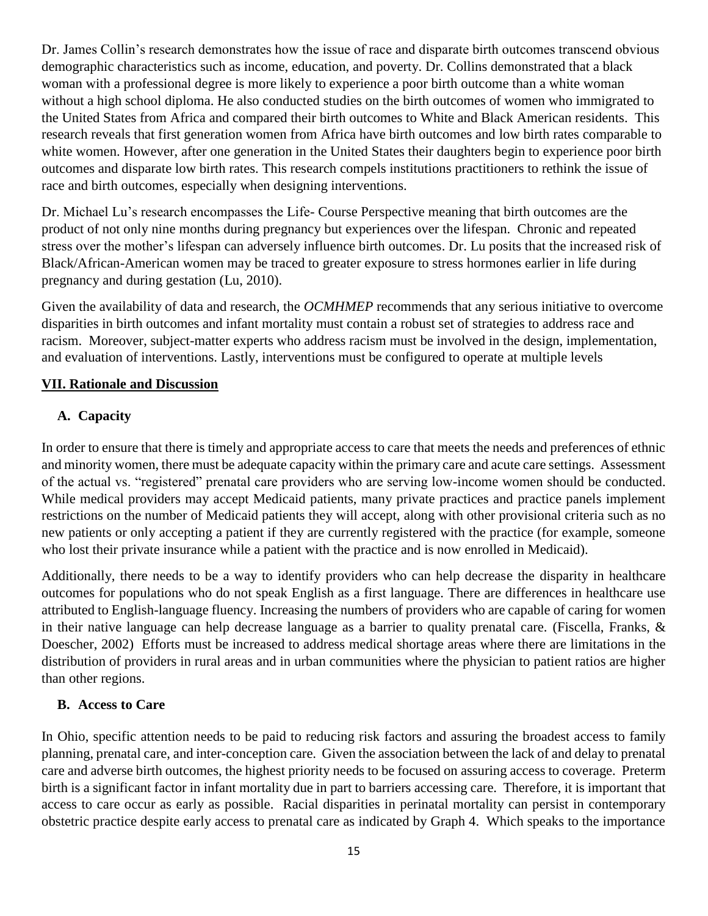Dr. James Collin's research demonstrates how the issue of race and disparate birth outcomes transcend obvious demographic characteristics such as income, education, and poverty. Dr. Collins demonstrated that a black woman with a professional degree is more likely to experience a poor birth outcome than a white woman without a high school diploma. He also conducted studies on the birth outcomes of women who immigrated to the United States from Africa and compared their birth outcomes to White and Black American residents. This research reveals that first generation women from Africa have birth outcomes and low birth rates comparable to white women. However, after one generation in the United States their daughters begin to experience poor birth outcomes and disparate low birth rates. This research compels institutions practitioners to rethink the issue of race and birth outcomes, especially when designing interventions.

Dr. Michael Lu's research encompasses the Life- Course Perspective meaning that birth outcomes are the product of not only nine months during pregnancy but experiences over the lifespan. Chronic and repeated stress over the mother's lifespan can adversely influence birth outcomes. Dr. Lu posits that the increased risk of Black/African-American women may be traced to greater exposure to stress hormones earlier in life during pregnancy and during gestation (Lu, 2010).

Given the availability of data and research, the *OCMHMEP* recommends that any serious initiative to overcome disparities in birth outcomes and infant mortality must contain a robust set of strategies to address race and racism. Moreover, subject-matter experts who address racism must be involved in the design, implementation, and evaluation of interventions. Lastly, interventions must be configured to operate at multiple levels

## VII. Rationale and Discussion

### A. Capacity

In order to ensure that there is timely and appropriate access to care that meets the needs and preferences of ethnic and minority women, there must be adequate capacity within the primary care and acute care settings. Assessment of the actual vs. "registered" prenatal care providers who are serving low-income women should be conducted. While medical providers may accept Medicaid patients, many private practices and practice panels implement restrictions on the number of Medicaid patients they will accept, along with other provisional criteria such as no new patients or only accepting a patient if they are currently registered with the practice (for example, someone who lost their private insurance while a patient with the practice and is now enrolled in Medicaid).

Additionally, there needs to be a way to identify providers who can help decrease the disparity in healthcare outcomes for populations who do not speak English as a first language. There are differences in healthcare use attributed to English-language fluency. Increasing the numbers of providers who are capable of caring for women in their native language can help decrease language as a barrier to quality prenatal care. (Fiscella, Franks, & Doescher, 2002) Efforts must be increased to address medical shortage areas where there are limitations in the distribution of providers in rural areas and in urban communities where the physician to patient ratios are higher than other regions.

### B. Access to Care

In Ohio, specific attention needs to be paid to reducing risk factors and assuring the broadest access to family planning, prenatal care, and inter-conception care. Given the association between the lack of and delay to prenatal care and adverse birth outcomes, the highest priority needs to be focused on assuring access to coverage. Preterm birth is a significant factor in infant mortality due in part to barriers accessing care. Therefore, it is important that access to care occur as early as possible. Racial disparities in perinatal mortality can persist in contemporary obstetric practice despite early access to prenatal care as indicated by Graph 4. Which speaks to the importance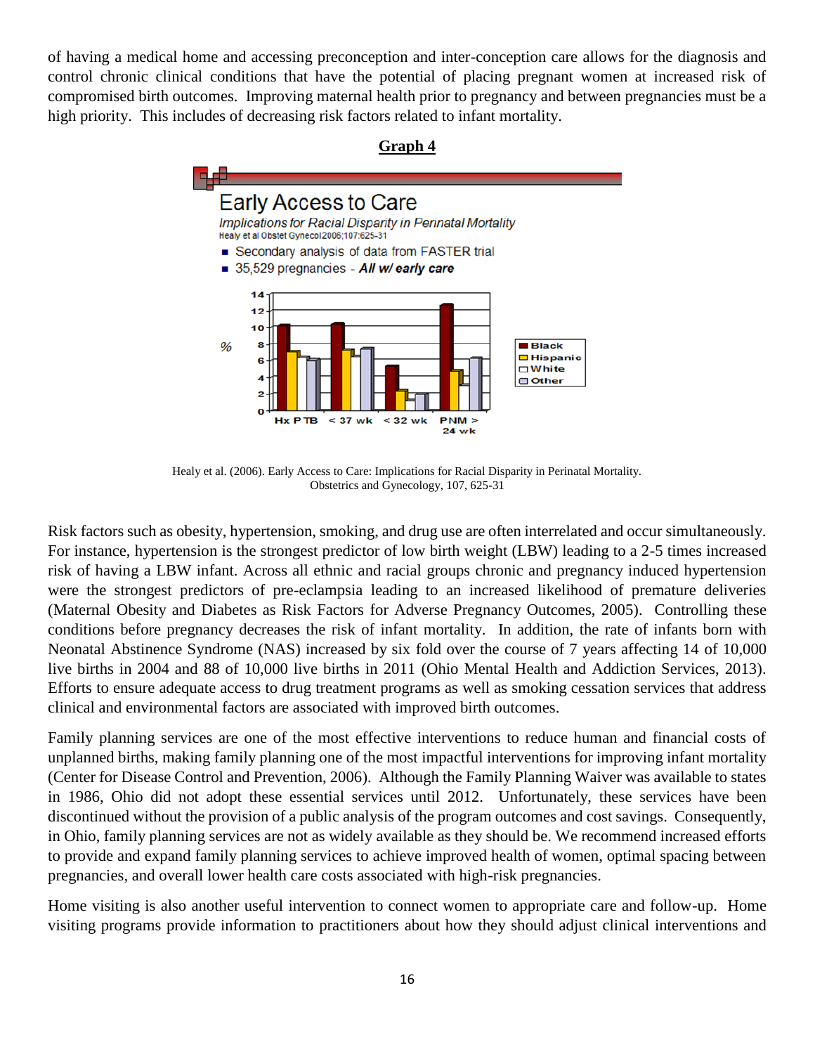of having a medical home and accessing preconception and inter-conception care allows for the diagnosis and control chronic clinical conditions that have the potential of placing pregnant women at increased risk of compromised birth outcomes. Improving maternal health prior to pregnancy and between pregnancies must be a high priority. This includes of decreasing risk factors related to infant mortality.

**Graph 4**

Early Access to Care

*Implications for Racial Disparity in Perinatal Mortality*

Healy et al Obstet Gynecol 2006;107:625-31

- Secondary analysis of data from FASTER trial
- 35,529 pregnancies - ***All w/ early care***

Healy et al. (2006). Early Access to Care: Implications for Racial Disparity in Perinatal Mortality. Obstetrics and Gynecology, 107, 625-31

Risk factors such as obesity, hypertension, smoking, and drug use are often interrelated and occur simultaneously. For instance, hypertension is the strongest predictor of low birth weight (LBW) leading to a 2-5 times increased risk of having a LBW infant. Across all ethnic and racial groups chronic and pregnancy induced hypertension were the strongest predictors of pre-eclampsia leading to an increased likelihood of premature deliveries (Maternal Obesity and Diabetes as Risk Factors for Adverse Pregnancy Outcomes, 2005). Controlling these conditions before pregnancy decreases the risk of infant mortality. In addition, the rate of infants born with Neonatal Abstinence Syndrome (NAS) increased by six fold over the course of 7 years affecting 14 of 10,000 live births in 2004 and 88 of 10,000 live births in 2011 (Ohio Mental Health and Addiction Services, 2013). Efforts to ensure adequate access to drug treatment programs as well as smoking cessation services that address clinical and environmental factors are associated with improved birth outcomes.

Family planning services are one of the most effective interventions to reduce human and financial costs of unplanned births, making family planning one of the most impactful interventions for improving infant mortality (Center for Disease Control and Prevention, 2006). Although the Family Planning Waiver was available to states in 1986, Ohio did not adopt these essential services until 2012. Unfortunately, these services have been discontinued without the provision of a public analysis of the program outcomes and cost savings. Consequently, in Ohio, family planning services are not as widely available as they should be. We recommend increased efforts to provide and expand family planning services to achieve improved health of women, optimal spacing between pregnancies, and overall lower health care costs associated with high-risk pregnancies.

Home visiting is also another useful intervention to connect women to appropriate care and follow-up. Home visiting programs provide information to practitioners about how they should adjust clinical interventions and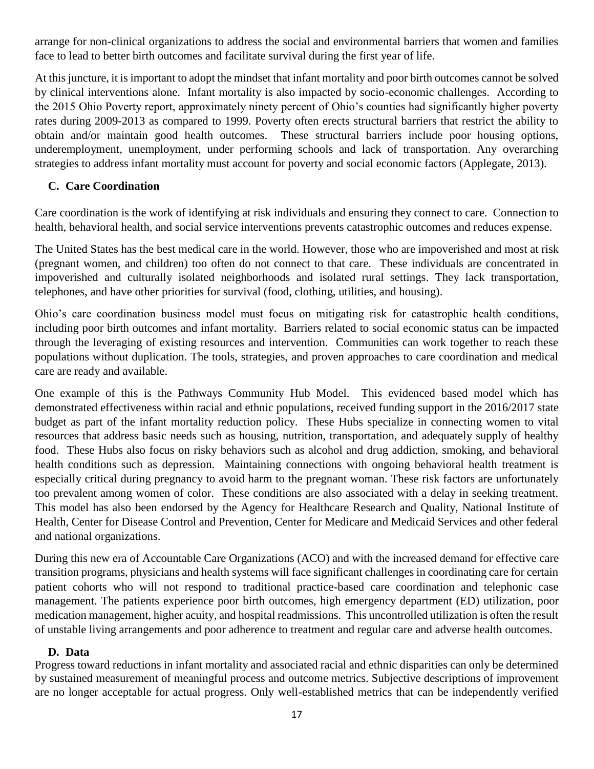arrange for non-clinical organizations to address the social and environmental barriers that women and families face to lead to better birth outcomes and facilitate survival during the first year of life.

At this juncture, it is important to adopt the mindset that infant mortality and poor birth outcomes cannot be solved by clinical interventions alone. Infant mortality is also impacted by socio-economic challenges. According to the 2015 Ohio Poverty report, approximately ninety percent of Ohio's counties had significantly higher poverty rates during 2009-2013 as compared to 1999. Poverty often erects structural barriers that restrict the ability to obtain and/or maintain good health outcomes. These structural barriers include poor housing options, underemployment, unemployment, under performing schools and lack of transportation. Any overarching strategies to address infant mortality must account for poverty and social economic factors (Applegate, 2013).

### C. Care Coordination

Care coordination is the work of identifying at risk individuals and ensuring they connect to care. Connection to health, behavioral health, and social service interventions prevents catastrophic outcomes and reduces expense.

The United States has the best medical care in the world. However, those who are impoverished and most at risk (pregnant women, and children) too often do not connect to that care. These individuals are concentrated in impoverished and culturally isolated neighborhoods and isolated rural settings. They lack transportation, telephones, and have other priorities for survival (food, clothing, utilities, and housing).

Ohio's care coordination business model must focus on mitigating risk for catastrophic health conditions, including poor birth outcomes and infant mortality. Barriers related to social economic status can be impacted through the leveraging of existing resources and intervention. Communities can work together to reach these populations without duplication. The tools, strategies, and proven approaches to care coordination and medical care are ready and available.

One example of this is the Pathways Community Hub Model. This evidenced based model which has demonstrated effectiveness within racial and ethnic populations, received funding support in the 2016/2017 state budget as part of the infant mortality reduction policy. These Hubs specialize in connecting women to vital resources that address basic needs such as housing, nutrition, transportation, and adequately supply of healthy food. These Hubs also focus on risky behaviors such as alcohol and drug addiction, smoking, and behavioral health conditions such as depression. Maintaining connections with ongoing behavioral health treatment is especially critical during pregnancy to avoid harm to the pregnant woman. These risk factors are unfortunately too prevalent among women of color. These conditions are also associated with a delay in seeking treatment. This model has also been endorsed by the Agency for Healthcare Research and Quality, National Institute of Health, Center for Disease Control and Prevention, Center for Medicare and Medicaid Services and other federal and national organizations.

During this new era of Accountable Care Organizations (ACO) and with the increased demand for effective care transition programs, physicians and health systems will face significant challenges in coordinating care for certain patient cohorts who will not respond to traditional practice-based care coordination and telephonic case management. The patients experience poor birth outcomes, high emergency department (ED) utilization, poor medication management, higher acuity, and hospital readmissions. This uncontrolled utilization is often the result of unstable living arrangements and poor adherence to treatment and regular care and adverse health outcomes.

### D. Data

Progress toward reductions in infant mortality and associated racial and ethnic disparities can only be determined by sustained measurement of meaningful process and outcome metrics. Subjective descriptions of improvement are no longer acceptable for actual progress. Only well-established metrics that can be independently verified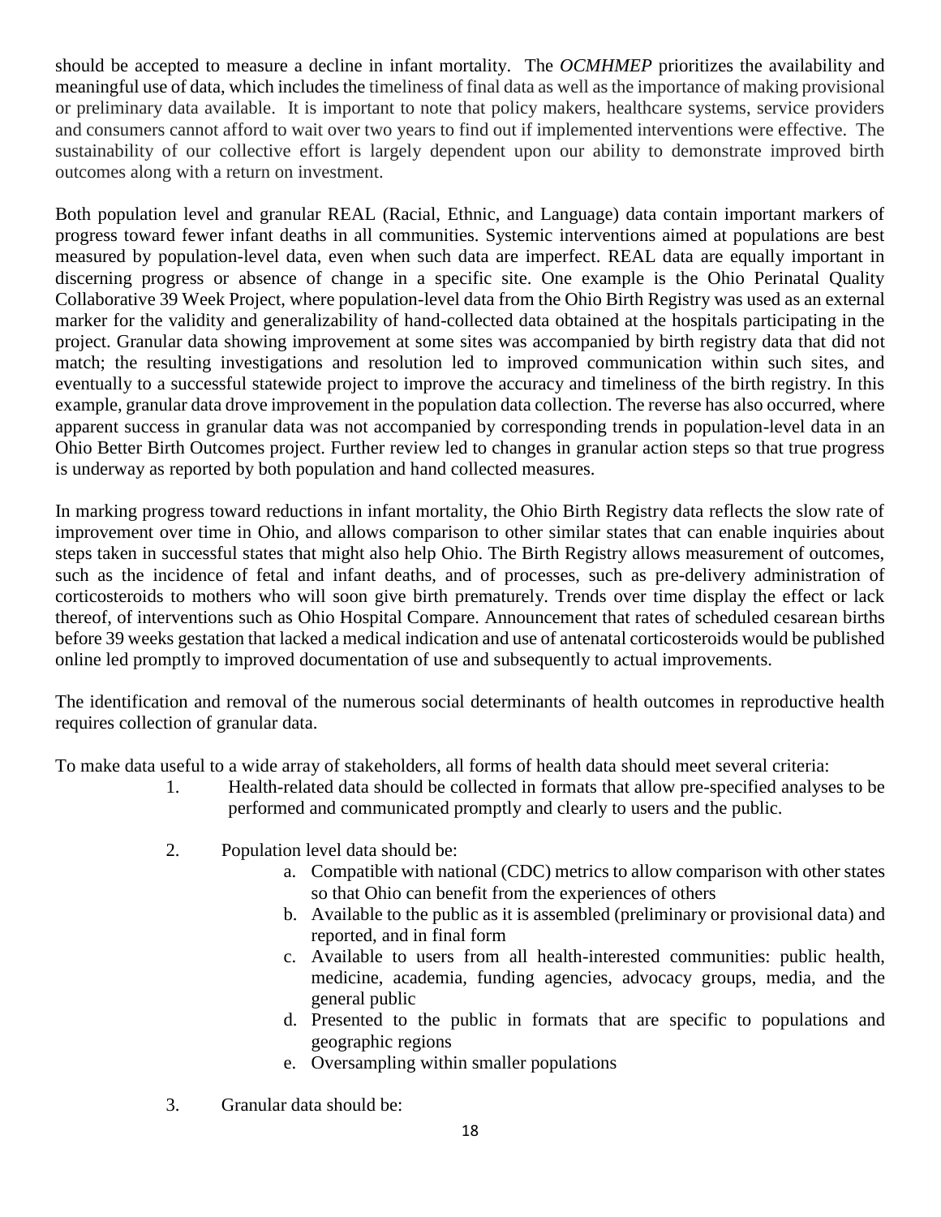should be accepted to measure a decline in infant mortality. The *OCMHMEP* prioritizes the availability and meaningful use of data, which includes the timeliness of final data as well as the importance of making provisional or preliminary data available. It is important to note that policy makers, healthcare systems, service providers and consumers cannot afford to wait over two years to find out if implemented interventions were effective. The sustainability of our collective effort is largely dependent upon our ability to demonstrate improved birth outcomes along with a return on investment.

Both population level and granular REAL (Racial, Ethnic, and Language) data contain important markers of progress toward fewer infant deaths in all communities. Systemic interventions aimed at populations are best measured by population-level data, even when such data are imperfect. REAL data are equally important in discerning progress or absence of change in a specific site. One example is the Ohio Perinatal Quality Collaborative 39 Week Project, where population-level data from the Ohio Birth Registry was used as an external marker for the validity and generalizability of hand-collected data obtained at the hospitals participating in the project. Granular data showing improvement at some sites was accompanied by birth registry data that did not match; the resulting investigations and resolution led to improved communication within such sites, and eventually to a successful statewide project to improve the accuracy and timeliness of the birth registry. In this example, granular data drove improvement in the population data collection. The reverse has also occurred, where apparent success in granular data was not accompanied by corresponding trends in population-level data in an Ohio Better Birth Outcomes project. Further review led to changes in granular action steps so that true progress is underway as reported by both population and hand collected measures.

In marking progress toward reductions in infant mortality, the Ohio Birth Registry data reflects the slow rate of improvement over time in Ohio, and allows comparison to other similar states that can enable inquiries about steps taken in successful states that might also help Ohio. The Birth Registry allows measurement of outcomes, such as the incidence of fetal and infant deaths, and of processes, such as pre-delivery administration of corticosteroids to mothers who will soon give birth prematurely. Trends over time display the effect or lack thereof, of interventions such as Ohio Hospital Compare. Announcement that rates of scheduled cesarean births before 39 weeks gestation that lacked a medical indication and use of antenatal corticosteroids would be published online led promptly to improved documentation of use and subsequently to actual improvements.

The identification and removal of the numerous social determinants of health outcomes in reproductive health requires collection of granular data.

To make data useful to a wide array of stakeholders, all forms of health data should meet several criteria:

1. Health-related data should be collected in formats that allow pre-specified analyses to be performed and communicated promptly and clearly to users and the public.

2. Population level data should be:
   a. Compatible with national (CDC) metrics to allow comparison with other states so that Ohio can benefit from the experiences of others
   b. Available to the public as it is assembled (preliminary or provisional data) and reported, and in final form
   c. Available to users from all health-interested communities: public health, medicine, academia, funding agencies, advocacy groups, media, and the general public
   d. Presented to the public in formats that are specific to populations and geographic regions
   e. Oversampling within smaller populations

3. Granular data should be: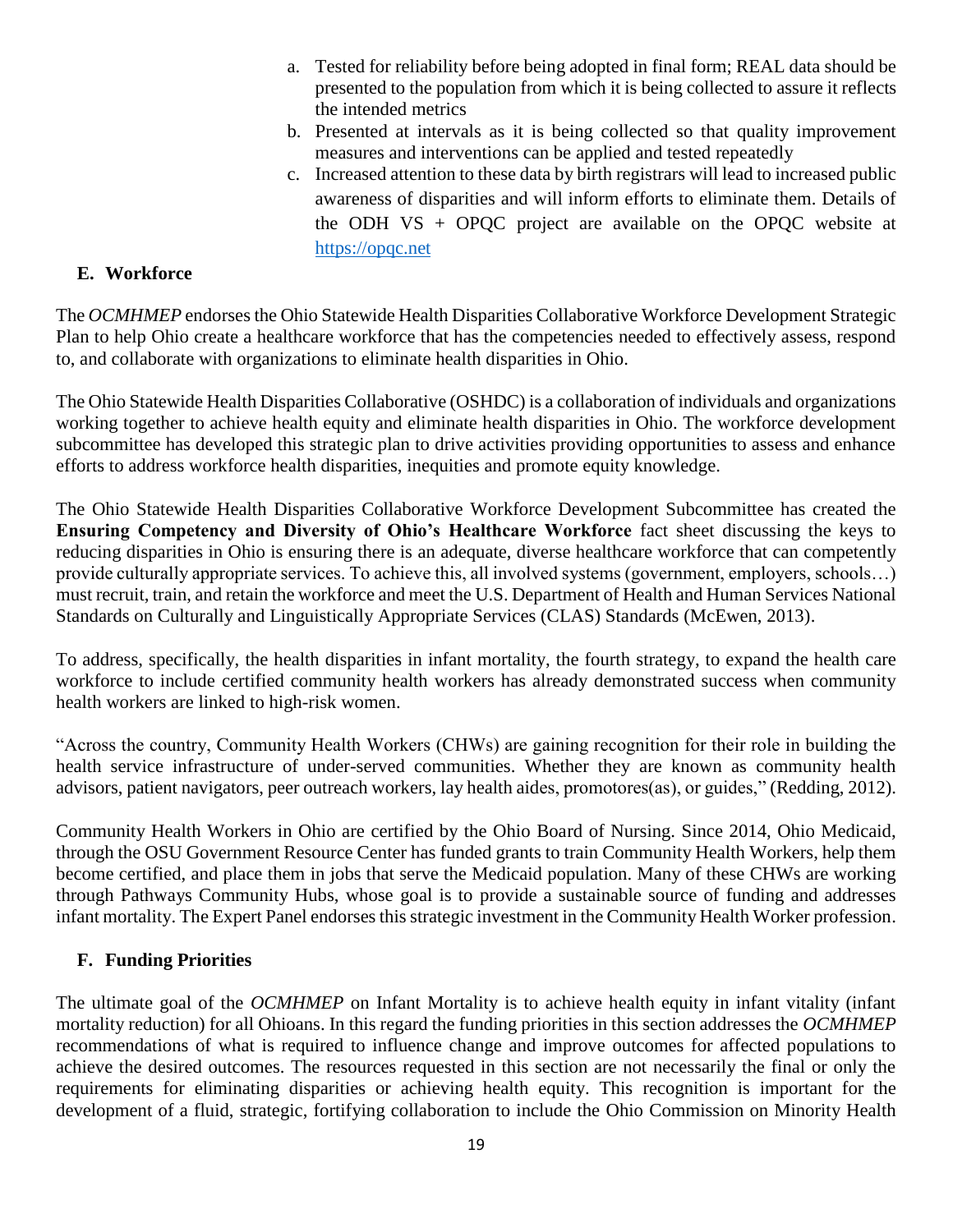a. Tested for reliability before being adopted in final form; REAL data should be presented to the population from which it is being collected to assure it reflects the intended metrics
b. Presented at intervals as it is being collected so that quality improvement measures and interventions can be applied and tested repeatedly
c. Increased attention to these data by birth registrars will lead to increased public awareness of disparities and will inform efforts to eliminate them. Details of the ODH VS + OPQC project are available on the OPQC website at [https://opqc.net](https://opqc.net)

## E. Workforce

The *OCMHMEP* endorses the Ohio Statewide Health Disparities Collaborative Workforce Development Strategic Plan to help Ohio create a healthcare workforce that has the competencies needed to effectively assess, respond to, and collaborate with organizations to eliminate health disparities in Ohio.

The Ohio Statewide Health Disparities Collaborative (OSHDC) is a collaboration of individuals and organizations working together to achieve health equity and eliminate health disparities in Ohio. The workforce development subcommittee has developed this strategic plan to drive activities providing opportunities to assess and enhance efforts to address workforce health disparities, inequities and promote equity knowledge.

The Ohio Statewide Health Disparities Collaborative Workforce Development Subcommittee has created the **Ensuring Competency and Diversity of Ohio's Healthcare Workforce** fact sheet discussing the keys to reducing disparities in Ohio is ensuring there is an adequate, diverse healthcare workforce that can competently provide culturally appropriate services. To achieve this, all involved systems (government, employers, schools…) must recruit, train, and retain the workforce and meet the U.S. Department of Health and Human Services National Standards on Culturally and Linguistically Appropriate Services (CLAS) Standards (McEwen, 2013).

To address, specifically, the health disparities in infant mortality, the fourth strategy, to expand the health care workforce to include certified community health workers has already demonstrated success when community health workers are linked to high-risk women.

"Across the country, Community Health Workers (CHWs) are gaining recognition for their role in building the health service infrastructure of under-served communities. Whether they are known as community health advisors, patient navigators, peer outreach workers, lay health aides, promotores(as), or guides," (Redding, 2012).

Community Health Workers in Ohio are certified by the Ohio Board of Nursing. Since 2014, Ohio Medicaid, through the OSU Government Resource Center has funded grants to train Community Health Workers, help them become certified, and place them in jobs that serve the Medicaid population. Many of these CHWs are working through Pathways Community Hubs, whose goal is to provide a sustainable source of funding and addresses infant mortality. The Expert Panel endorses this strategic investment in the Community Health Worker profession.

## F. Funding Priorities

The ultimate goal of the *OCMHMEP* on Infant Mortality is to achieve health equity in infant vitality (infant mortality reduction) for all Ohioans. In this regard the funding priorities in this section addresses the *OCMHMEP* recommendations of what is required to influence change and improve outcomes for affected populations to achieve the desired outcomes. The resources requested in this section are not necessarily the final or only the requirements for eliminating disparities or achieving health equity. This recognition is important for the development of a fluid, strategic, fortifying collaboration to include the Ohio Commission on Minority Health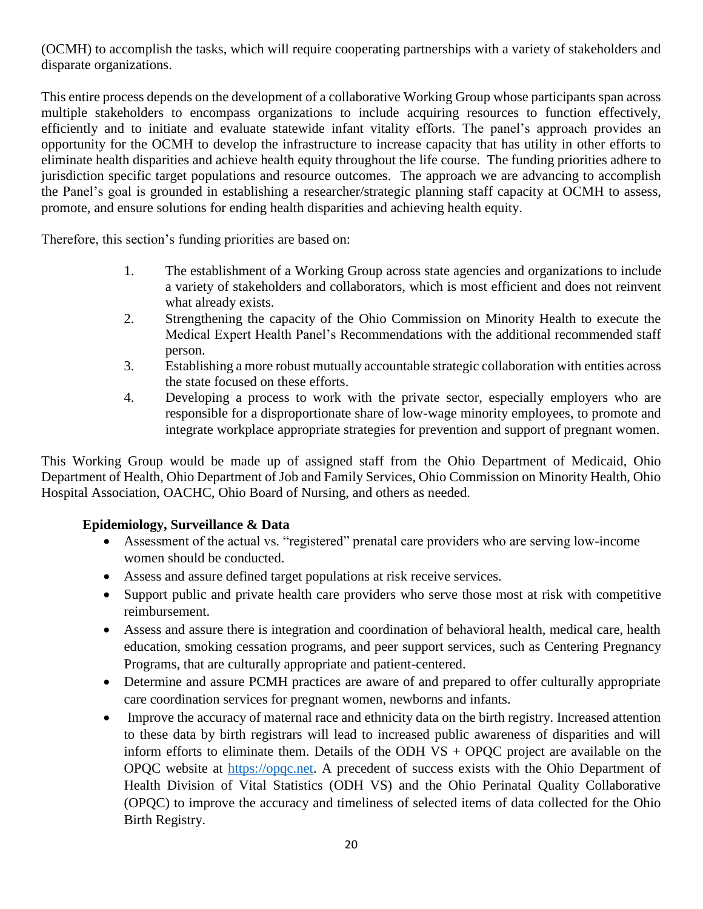(OCMH) to accomplish the tasks, which will require cooperating partnerships with a variety of stakeholders and disparate organizations.

This entire process depends on the development of a collaborative Working Group whose participants span across multiple stakeholders to encompass organizations to include acquiring resources to function effectively, efficiently and to initiate and evaluate statewide infant vitality efforts. The panel's approach provides an opportunity for the OCMH to develop the infrastructure to increase capacity that has utility in other efforts to eliminate health disparities and achieve health equity throughout the life course. The funding priorities adhere to jurisdiction specific target populations and resource outcomes. The approach we are advancing to accomplish the Panel's goal is grounded in establishing a researcher/strategic planning staff capacity at OCMH to assess, promote, and ensure solutions for ending health disparities and achieving health equity.

Therefore, this section's funding priorities are based on:

1. The establishment of a Working Group across state agencies and organizations to include a variety of stakeholders and collaborators, which is most efficient and does not reinvent what already exists.
2. Strengthening the capacity of the Ohio Commission on Minority Health to execute the Medical Expert Health Panel's Recommendations with the additional recommended staff person.
3. Establishing a more robust mutually accountable strategic collaboration with entities across the state focused on these efforts.
4. Developing a process to work with the private sector, especially employers who are responsible for a disproportionate share of low-wage minority employees, to promote and integrate workplace appropriate strategies for prevention and support of pregnant women.

This Working Group would be made up of assigned staff from the Ohio Department of Medicaid, Ohio Department of Health, Ohio Department of Job and Family Services, Ohio Commission on Minority Health, Ohio Hospital Association, OACHC, Ohio Board of Nursing, and others as needed.

**Epidemiology, Surveillance & Data**

- Assessment of the actual vs. "registered" prenatal care providers who are serving low-income women should be conducted.
- Assess and assure defined target populations at risk receive services.
- Support public and private health care providers who serve those most at risk with competitive reimbursement.
- Assess and assure there is integration and coordination of behavioral health, medical care, health education, smoking cessation programs, and peer support services, such as Centering Pregnancy Programs, that are culturally appropriate and patient-centered.
- Determine and assure PCMH practices are aware of and prepared to offer culturally appropriate care coordination services for pregnant women, newborns and infants.
- Improve the accuracy of maternal race and ethnicity data on the birth registry. Increased attention to these data by birth registrars will lead to increased public awareness of disparities and will inform efforts to eliminate them. Details of the ODH VS + OPQC project are available on the OPQC website at [https://opqc.net](https://opqc.net). A precedent of success exists with the Ohio Department of Health Division of Vital Statistics (ODH VS) and the Ohio Perinatal Quality Collaborative (OPQC) to improve the accuracy and timeliness of selected items of data collected for the Ohio Birth Registry.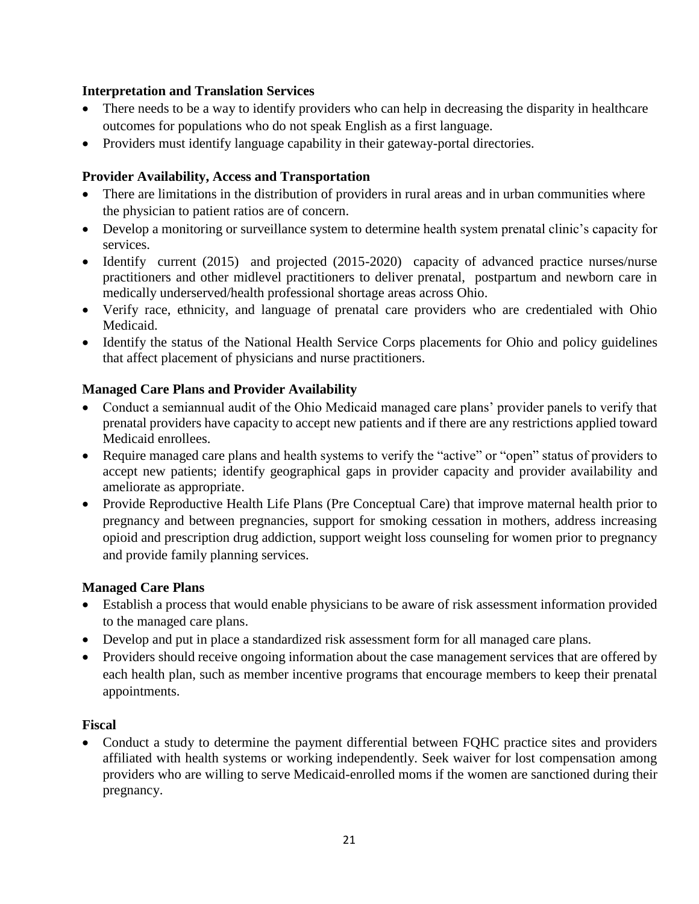**Interpretation and Translation Services**

- There needs to be a way to identify providers who can help in decreasing the disparity in healthcare outcomes for populations who do not speak English as a first language.
- Providers must identify language capability in their gateway-portal directories.

**Provider Availability, Access and Transportation**

- There are limitations in the distribution of providers in rural areas and in urban communities where the physician to patient ratios are of concern.
- Develop a monitoring or surveillance system to determine health system prenatal clinic's capacity for services.
- Identify current (2015) and projected (2015-2020) capacity of advanced practice nurses/nurse practitioners and other midlevel practitioners to deliver prenatal, postpartum and newborn care in medically underserved/health professional shortage areas across Ohio.
- Verify race, ethnicity, and language of prenatal care providers who are credentialed with Ohio Medicaid.
- Identify the status of the National Health Service Corps placements for Ohio and policy guidelines that affect placement of physicians and nurse practitioners.

**Managed Care Plans and Provider Availability**

- Conduct a semiannual audit of the Ohio Medicaid managed care plans' provider panels to verify that prenatal providers have capacity to accept new patients and if there are any restrictions applied toward Medicaid enrollees.
- Require managed care plans and health systems to verify the "active" or "open" status of providers to accept new patients; identify geographical gaps in provider capacity and provider availability and ameliorate as appropriate.
- Provide Reproductive Health Life Plans (Pre Conceptual Care) that improve maternal health prior to pregnancy and between pregnancies, support for smoking cessation in mothers, address increasing opioid and prescription drug addiction, support weight loss counseling for women prior to pregnancy and provide family planning services.

**Managed Care Plans**

- Establish a process that would enable physicians to be aware of risk assessment information provided to the managed care plans.
- Develop and put in place a standardized risk assessment form for all managed care plans.
- Providers should receive ongoing information about the case management services that are offered by each health plan, such as member incentive programs that encourage members to keep their prenatal appointments.

**Fiscal**

- Conduct a study to determine the payment differential between FQHC practice sites and providers affiliated with health systems or working independently. Seek waiver for lost compensation among providers who are willing to serve Medicaid-enrolled moms if the women are sanctioned during their pregnancy.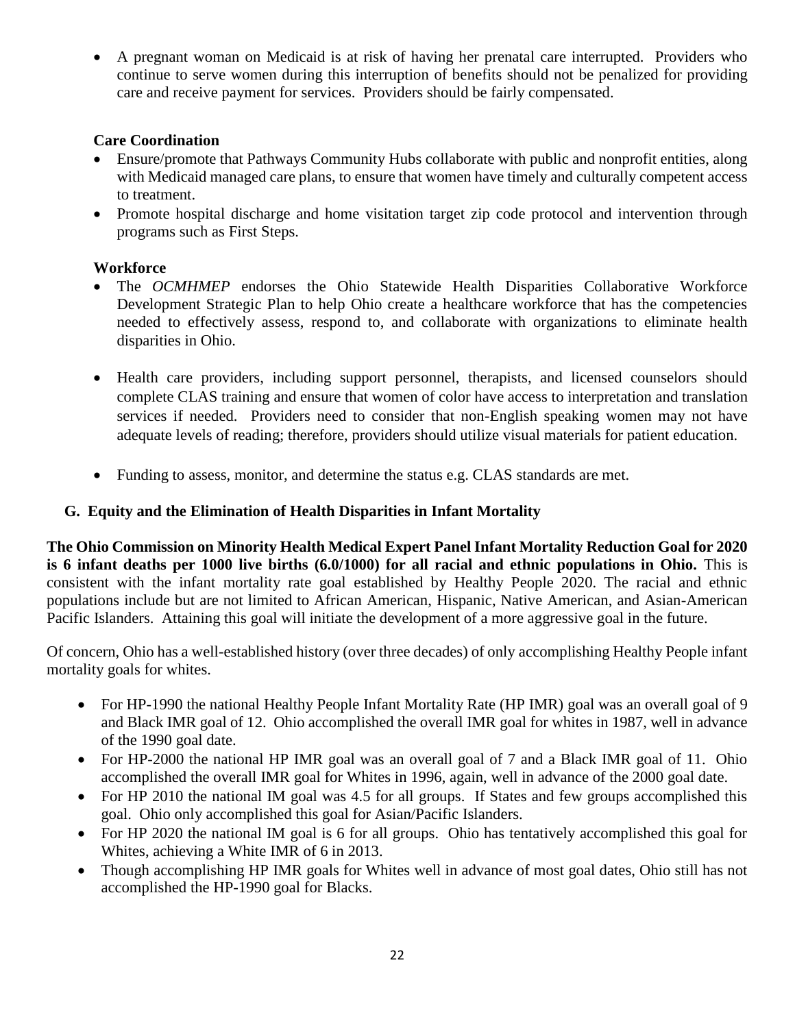- A pregnant woman on Medicaid is at risk of having her prenatal care interrupted. Providers who continue to serve women during this interruption of benefits should not be penalized for providing care and receive payment for services. Providers should be fairly compensated.

**Care Coordination**

- Ensure/promote that Pathways Community Hubs collaborate with public and nonprofit entities, along with Medicaid managed care plans, to ensure that women have timely and culturally competent access to treatment.
- Promote hospital discharge and home visitation target zip code protocol and intervention through programs such as First Steps.

**Workforce**

- The *OCMHMEP* endorses the Ohio Statewide Health Disparities Collaborative Workforce Development Strategic Plan to help Ohio create a healthcare workforce that has the competencies needed to effectively assess, respond to, and collaborate with organizations to eliminate health disparities in Ohio.

- Health care providers, including support personnel, therapists, and licensed counselors should complete CLAS training and ensure that women of color have access to interpretation and translation services if needed. Providers need to consider that non-English speaking women may not have adequate levels of reading; therefore, providers should utilize visual materials for patient education.

- Funding to assess, monitor, and determine the status e.g. CLAS standards are met.

## G. Equity and the Elimination of Health Disparities in Infant Mortality

**The Ohio Commission on Minority Health Medical Expert Panel Infant Mortality Reduction Goal for 2020 is 6 infant deaths per 1000 live births (6.0/1000) for all racial and ethnic populations in Ohio.** This is consistent with the infant mortality rate goal established by Healthy People 2020. The racial and ethnic populations include but are not limited to African American, Hispanic, Native American, and Asian-American Pacific Islanders. Attaining this goal will initiate the development of a more aggressive goal in the future.

Of concern, Ohio has a well-established history (over three decades) of only accomplishing Healthy People infant mortality goals for whites.

- For HP-1990 the national Healthy People Infant Mortality Rate (HP IMR) goal was an overall goal of 9 and Black IMR goal of 12. Ohio accomplished the overall IMR goal for whites in 1987, well in advance of the 1990 goal date.
- For HP-2000 the national HP IMR goal was an overall goal of 7 and a Black IMR goal of 11. Ohio accomplished the overall IMR goal for Whites in 1996, again, well in advance of the 2000 goal date.
- For HP 2010 the national IM goal was 4.5 for all groups. If States and few groups accomplished this goal. Ohio only accomplished this goal for Asian/Pacific Islanders.
- For HP 2020 the national IM goal is 6 for all groups. Ohio has tentatively accomplished this goal for Whites, achieving a White IMR of 6 in 2013.
- Though accomplishing HP IMR goals for Whites well in advance of most goal dates, Ohio still has not accomplished the HP-1990 goal for Blacks.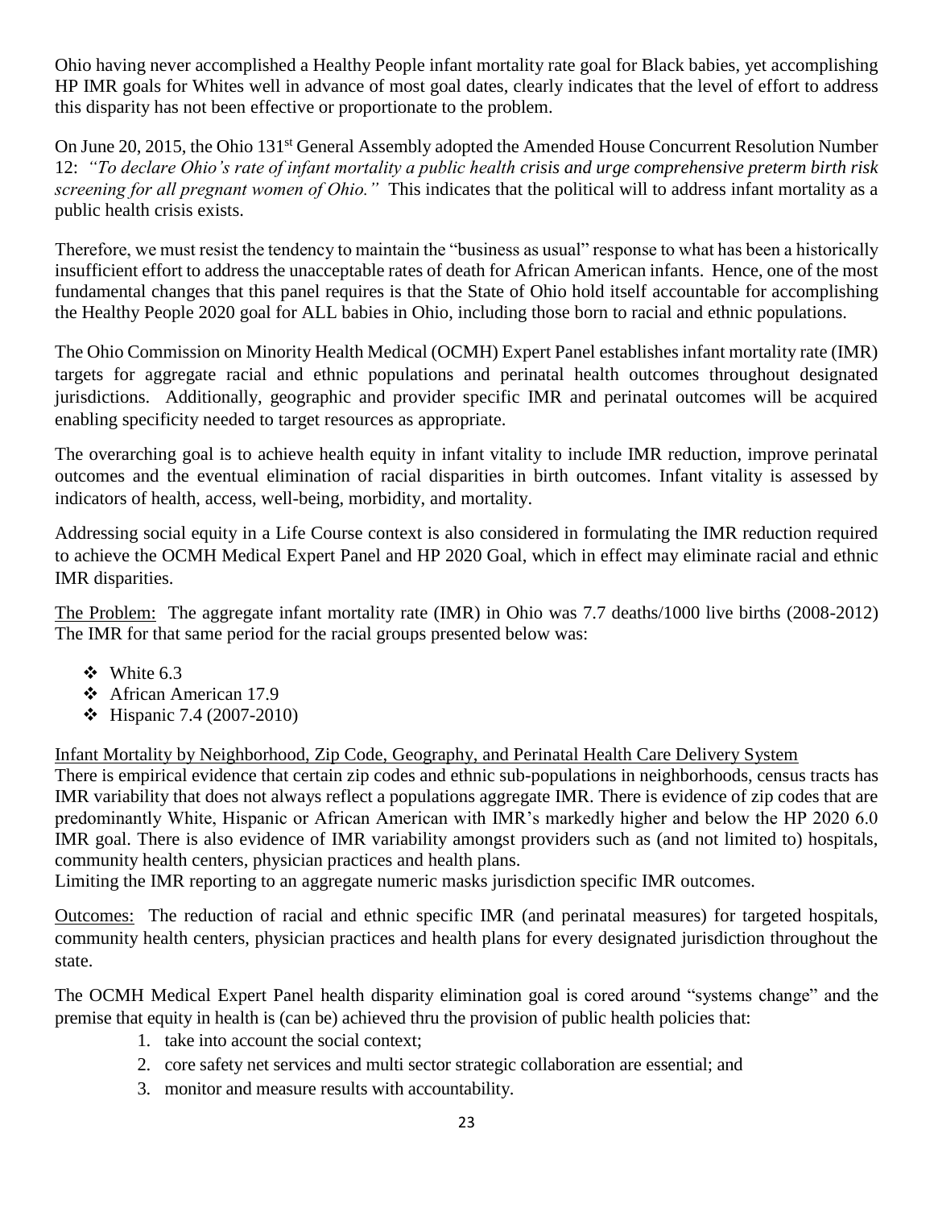Ohio having never accomplished a Healthy People infant mortality rate goal for Black babies, yet accomplishing HP IMR goals for Whites well in advance of most goal dates, clearly indicates that the level of effort to address this disparity has not been effective or proportionate to the problem.

On June 20, 2015, the Ohio 131st General Assembly adopted the Amended House Concurrent Resolution Number 12: *"To declare Ohio's rate of infant mortality a public health crisis and urge comprehensive preterm birth risk screening for all pregnant women of Ohio."* This indicates that the political will to address infant mortality as a public health crisis exists.

Therefore, we must resist the tendency to maintain the "business as usual" response to what has been a historically insufficient effort to address the unacceptable rates of death for African American infants. Hence, one of the most fundamental changes that this panel requires is that the State of Ohio hold itself accountable for accomplishing the Healthy People 2020 goal for ALL babies in Ohio, including those born to racial and ethnic populations.

The Ohio Commission on Minority Health Medical (OCMH) Expert Panel establishes infant mortality rate (IMR) targets for aggregate racial and ethnic populations and perinatal health outcomes throughout designated jurisdictions. Additionally, geographic and provider specific IMR and perinatal outcomes will be acquired enabling specificity needed to target resources as appropriate.

The overarching goal is to achieve health equity in infant vitality to include IMR reduction, improve perinatal outcomes and the eventual elimination of racial disparities in birth outcomes. Infant vitality is assessed by indicators of health, access, well-being, morbidity, and mortality.

Addressing social equity in a Life Course context is also considered in formulating the IMR reduction required to achieve the OCMH Medical Expert Panel and HP 2020 Goal, which in effect may eliminate racial and ethnic IMR disparities.

<u>The Problem:</u> The aggregate infant mortality rate (IMR) in Ohio was 7.7 deaths/1000 live births (2008-2012) The IMR for that same period for the racial groups presented below was:

- White 6.3
- African American 17.9
- Hispanic 7.4 (2007-2010)

<u>Infant Mortality by Neighborhood, Zip Code, Geography, and Perinatal Health Care Delivery System</u>

There is empirical evidence that certain zip codes and ethnic sub-populations in neighborhoods, census tracts has IMR variability that does not always reflect a populations aggregate IMR. There is evidence of zip codes that are predominantly White, Hispanic or African American with IMR's markedly higher and below the HP 2020 6.0 IMR goal. There is also evidence of IMR variability amongst providers such as (and not limited to) hospitals, community health centers, physician practices and health plans.

Limiting the IMR reporting to an aggregate numeric masks jurisdiction specific IMR outcomes.

<u>Outcomes:</u> The reduction of racial and ethnic specific IMR (and perinatal measures) for targeted hospitals, community health centers, physician practices and health plans for every designated jurisdiction throughout the state.

The OCMH Medical Expert Panel health disparity elimination goal is cored around "systems change" and the premise that equity in health is (can be) achieved thru the provision of public health policies that:

1. take into account the social context;
2. core safety net services and multi sector strategic collaboration are essential; and
3. monitor and measure results with accountability.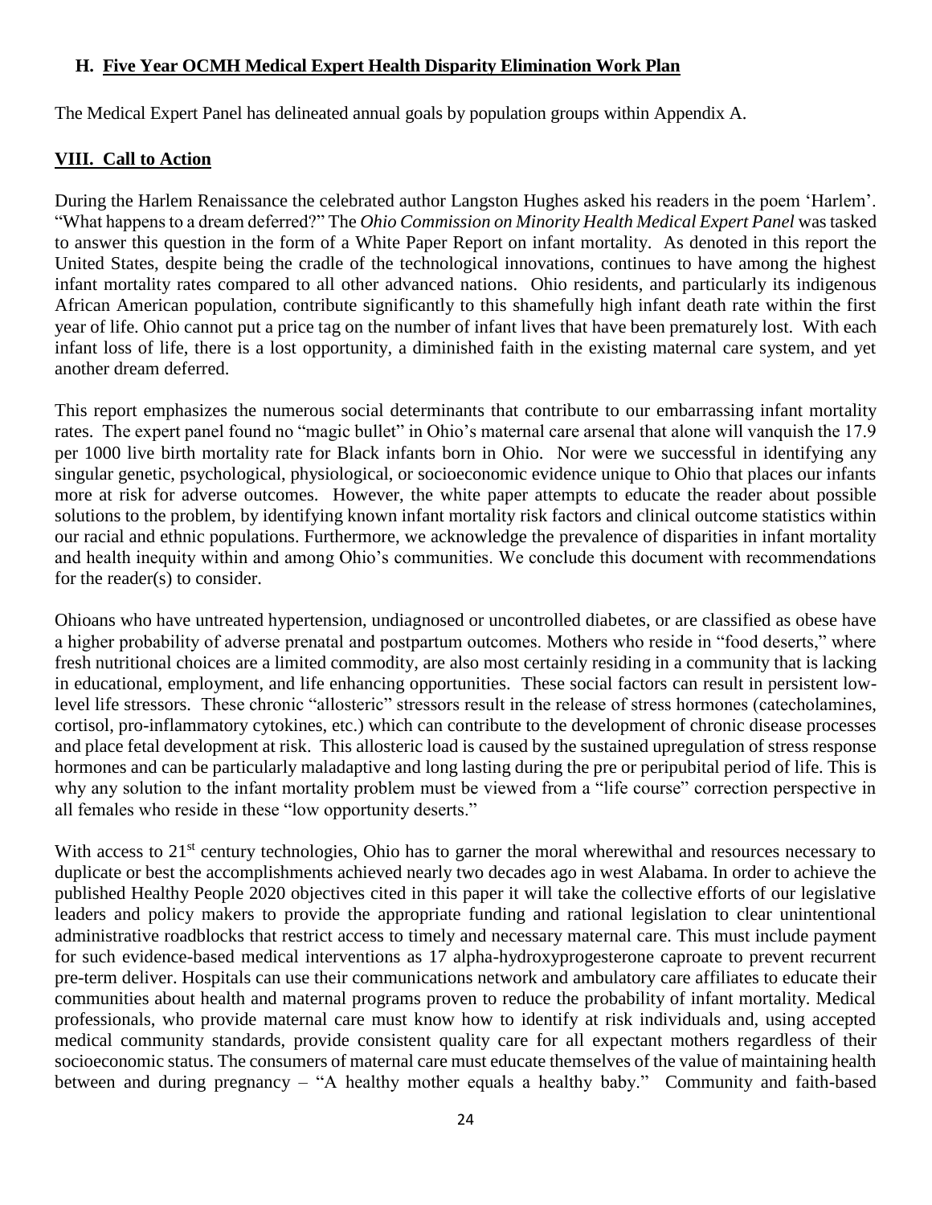### H. Five Year OCMH Medical Expert Health Disparity Elimination Work Plan

The Medical Expert Panel has delineated annual goals by population groups within Appendix A.

## VIII. Call to Action

During the Harlem Renaissance the celebrated author Langston Hughes asked his readers in the poem 'Harlem'. "What happens to a dream deferred?" The *Ohio Commission on Minority Health Medical Expert Panel* was tasked to answer this question in the form of a White Paper Report on infant mortality. As denoted in this report the United States, despite being the cradle of the technological innovations, continues to have among the highest infant mortality rates compared to all other advanced nations. Ohio residents, and particularly its indigenous African American population, contribute significantly to this shamefully high infant death rate within the first year of life. Ohio cannot put a price tag on the number of infant lives that have been prematurely lost. With each infant loss of life, there is a lost opportunity, a diminished faith in the existing maternal care system, and yet another dream deferred.

This report emphasizes the numerous social determinants that contribute to our embarrassing infant mortality rates. The expert panel found no "magic bullet" in Ohio's maternal care arsenal that alone will vanquish the 17.9 per 1000 live birth mortality rate for Black infants born in Ohio. Nor were we successful in identifying any singular genetic, psychological, physiological, or socioeconomic evidence unique to Ohio that places our infants more at risk for adverse outcomes. However, the white paper attempts to educate the reader about possible solutions to the problem, by identifying known infant mortality risk factors and clinical outcome statistics within our racial and ethnic populations. Furthermore, we acknowledge the prevalence of disparities in infant mortality and health inequity within and among Ohio's communities. We conclude this document with recommendations for the reader(s) to consider.

Ohioans who have untreated hypertension, undiagnosed or uncontrolled diabetes, or are classified as obese have a higher probability of adverse prenatal and postpartum outcomes. Mothers who reside in "food deserts," where fresh nutritional choices are a limited commodity, are also most certainly residing in a community that is lacking in educational, employment, and life enhancing opportunities. These social factors can result in persistent low-level life stressors. These chronic "allosteric" stressors result in the release of stress hormones (catecholamines, cortisol, pro-inflammatory cytokines, etc.) which can contribute to the development of chronic disease processes and place fetal development at risk. This allosteric load is caused by the sustained upregulation of stress response hormones and can be particularly maladaptive and long lasting during the pre or peripubital period of life. This is why any solution to the infant mortality problem must be viewed from a "life course" correction perspective in all females who reside in these "low opportunity deserts."

With access to 21st century technologies, Ohio has to garner the moral wherewithal and resources necessary to duplicate or best the accomplishments achieved nearly two decades ago in west Alabama. In order to achieve the published Healthy People 2020 objectives cited in this paper it will take the collective efforts of our legislative leaders and policy makers to provide the appropriate funding and rational legislation to clear unintentional administrative roadblocks that restrict access to timely and necessary maternal care. This must include payment for such evidence-based medical interventions as 17 alpha-hydroxyprogesterone caproate to prevent recurrent pre-term deliver. Hospitals can use their communications network and ambulatory care affiliates to educate their communities about health and maternal programs proven to reduce the probability of infant mortality. Medical professionals, who provide maternal care must know how to identify at risk individuals and, using accepted medical community standards, provide consistent quality care for all expectant mothers regardless of their socioeconomic status. The consumers of maternal care must educate themselves of the value of maintaining health between and during pregnancy – "A healthy mother equals a healthy baby." Community and faith-based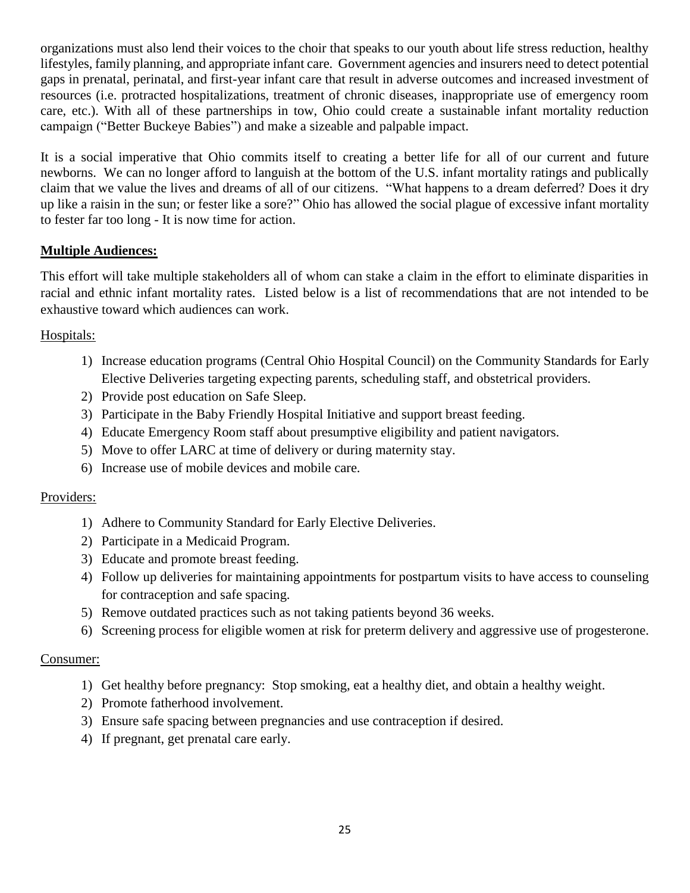organizations must also lend their voices to the choir that speaks to our youth about life stress reduction, healthy lifestyles, family planning, and appropriate infant care. Government agencies and insurers need to detect potential gaps in prenatal, perinatal, and first-year infant care that result in adverse outcomes and increased investment of resources (i.e. protracted hospitalizations, treatment of chronic diseases, inappropriate use of emergency room care, etc.). With all of these partnerships in tow, Ohio could create a sustainable infant mortality reduction campaign ("Better Buckeye Babies") and make a sizeable and palpable impact.

It is a social imperative that Ohio commits itself to creating a better life for all of our current and future newborns. We can no longer afford to languish at the bottom of the U.S. infant mortality ratings and publically claim that we value the lives and dreams of all of our citizens. "What happens to a dream deferred? Does it dry up like a raisin in the sun; or fester like a sore?" Ohio has allowed the social plague of excessive infant mortality to fester far too long - It is now time for action.

## Multiple Audiences:

This effort will take multiple stakeholders all of whom can stake a claim in the effort to eliminate disparities in racial and ethnic infant mortality rates. Listed below is a list of recommendations that are not intended to be exhaustive toward which audiences can work.

### Hospitals:

1) Increase education programs (Central Ohio Hospital Council) on the Community Standards for Early Elective Deliveries targeting expecting parents, scheduling staff, and obstetrical providers.
2) Provide post education on Safe Sleep.
3) Participate in the Baby Friendly Hospital Initiative and support breast feeding.
4) Educate Emergency Room staff about presumptive eligibility and patient navigators.
5) Move to offer LARC at time of delivery or during maternity stay.
6) Increase use of mobile devices and mobile care.

### Providers:

1) Adhere to Community Standard for Early Elective Deliveries.
2) Participate in a Medicaid Program.
3) Educate and promote breast feeding.
4) Follow up deliveries for maintaining appointments for postpartum visits to have access to counseling for contraception and safe spacing.
5) Remove outdated practices such as not taking patients beyond 36 weeks.
6) Screening process for eligible women at risk for preterm delivery and aggressive use of progesterone.

### Consumer:

1) Get healthy before pregnancy: Stop smoking, eat a healthy diet, and obtain a healthy weight.
2) Promote fatherhood involvement.
3) Ensure safe spacing between pregnancies and use contraception if desired.
4) If pregnant, get prenatal care early.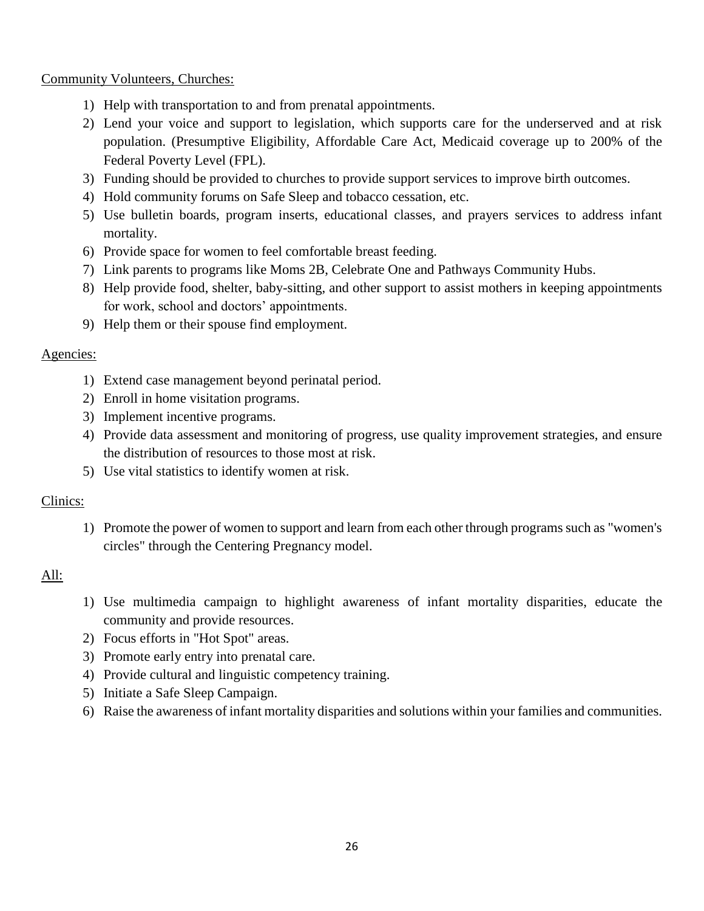Community Volunteers, Churches:

1) Help with transportation to and from prenatal appointments.
2) Lend your voice and support to legislation, which supports care for the underserved and at risk population. (Presumptive Eligibility, Affordable Care Act, Medicaid coverage up to 200% of the Federal Poverty Level (FPL).
3) Funding should be provided to churches to provide support services to improve birth outcomes.
4) Hold community forums on Safe Sleep and tobacco cessation, etc.
5) Use bulletin boards, program inserts, educational classes, and prayers services to address infant mortality.
6) Provide space for women to feel comfortable breast feeding.
7) Link parents to programs like Moms 2B, Celebrate One and Pathways Community Hubs.
8) Help provide food, shelter, baby-sitting, and other support to assist mothers in keeping appointments for work, school and doctors' appointments.
9) Help them or their spouse find employment.

Agencies:

1) Extend case management beyond perinatal period.
2) Enroll in home visitation programs.
3) Implement incentive programs.
4) Provide data assessment and monitoring of progress, use quality improvement strategies, and ensure the distribution of resources to those most at risk.
5) Use vital statistics to identify women at risk.

Clinics:

1) Promote the power of women to support and learn from each other through programs such as "women's circles" through the Centering Pregnancy model.

All:

1) Use multimedia campaign to highlight awareness of infant mortality disparities, educate the community and provide resources.
2) Focus efforts in "Hot Spot" areas.
3) Promote early entry into prenatal care.
4) Provide cultural and linguistic competency training.
5) Initiate a Safe Sleep Campaign.
6) Raise the awareness of infant mortality disparities and solutions within your families and communities.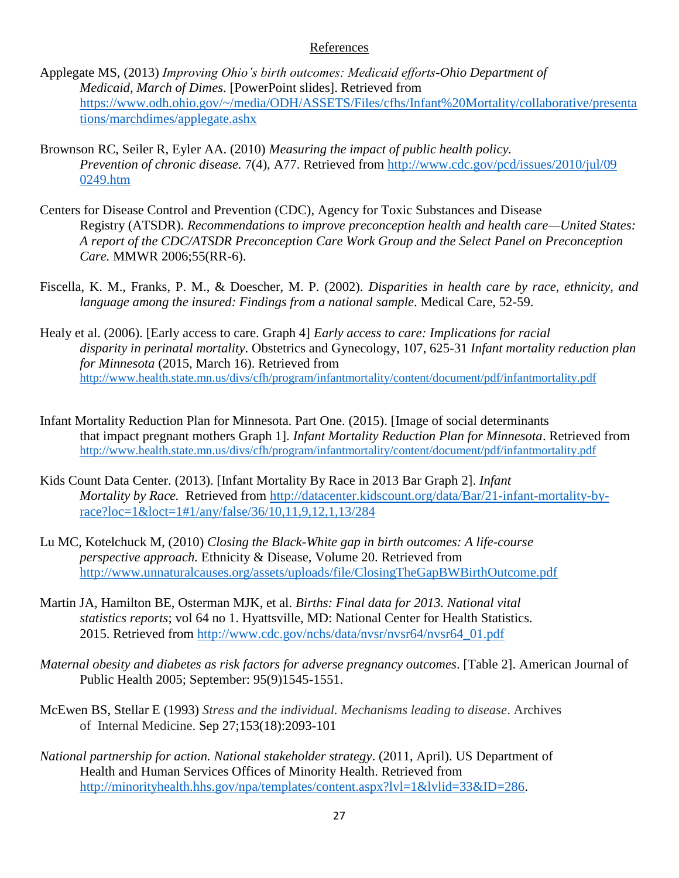## References

Applegate MS, (2013) *Improving Ohio's birth outcomes: Medicaid efforts-Ohio Department of Medicaid, March of Dimes*. [PowerPoint slides]. Retrieved from https://www.odh.ohio.gov/~/media/ODH/ASSETS/Files/cfhs/Infant%20Mortality/collaborative/presentations/marchdimes/applegate.ashx

Brownson RC, Seiler R, Eyler AA. (2010) *Measuring the impact of public health policy. Prevention of chronic disease.* 7(4), A77. Retrieved from http://www.cdc.gov/pcd/issues/2010/jul/090249.htm

Centers for Disease Control and Prevention (CDC), Agency for Toxic Substances and Disease Registry (ATSDR). *Recommendations to improve preconception health and health care—United States: A report of the CDC/ATSDR Preconception Care Work Group and the Select Panel on Preconception Care.* MMWR 2006;55(RR-6).

Fiscella, K. M., Franks, P. M., & Doescher, M. P. (2002). *Disparities in health care by race, ethnicity, and language among the insured: Findings from a national sample*. Medical Care, 52-59.

Healy et al. (2006). [Early access to care. Graph 4] *Early access to care: Implications for racial disparity in perinatal mortality*. Obstetrics and Gynecology, 107, 625-31 *Infant mortality reduction plan for Minnesota* (2015, March 16). Retrieved from http://www.health.state.mn.us/divs/cfh/program/infantmortality/content/document/pdf/infantmortality.pdf

Infant Mortality Reduction Plan for Minnesota. Part One. (2015). [Image of social determinants that impact pregnant mothers Graph 1]. *Infant Mortality Reduction Plan for Minnesota*. Retrieved from http://www.health.state.mn.us/divs/cfh/program/infantmortality/content/document/pdf/infantmortality.pdf

Kids Count Data Center. (2013). [Infant Mortality By Race in 2013 Bar Graph 2]. *Infant Mortality by Race.* Retrieved from http://datacenter.kidscount.org/data/Bar/21-infant-mortality-by-race?loc=1&loct=1#1/any/false/36/10,11,9,12,1,13/284

Lu MC, Kotelchuck M, (2010) *Closing the Black-White gap in birth outcomes: A life-course perspective approach.* Ethnicity & Disease, Volume 20. Retrieved from http://www.unnaturalcauses.org/assets/uploads/file/ClosingTheGapBWBirthOutcome.pdf

Martin JA, Hamilton BE, Osterman MJK, et al. *Births: Final data for 2013. National vital statistics reports*; vol 64 no 1. Hyattsville, MD: National Center for Health Statistics. 2015. Retrieved from http://www.cdc.gov/nchs/data/nvsr/nvsr64/nvsr64_01.pdf

*Maternal obesity and diabetes as risk factors for adverse pregnancy outcomes*. [Table 2]. American Journal of Public Health 2005; September: 95(9)1545-1551.

McEwen BS, Stellar E (1993) *Stress and the individual. Mechanisms leading to disease*. Archives of Internal Medicine. Sep 27;153(18):2093-101

*National partnership for action. National stakeholder strategy*. (2011, April). US Department of Health and Human Services Offices of Minority Health. Retrieved from http://minorityhealth.hhs.gov/npa/templates/content.aspx?lvl=1&lvlid=33&ID=286.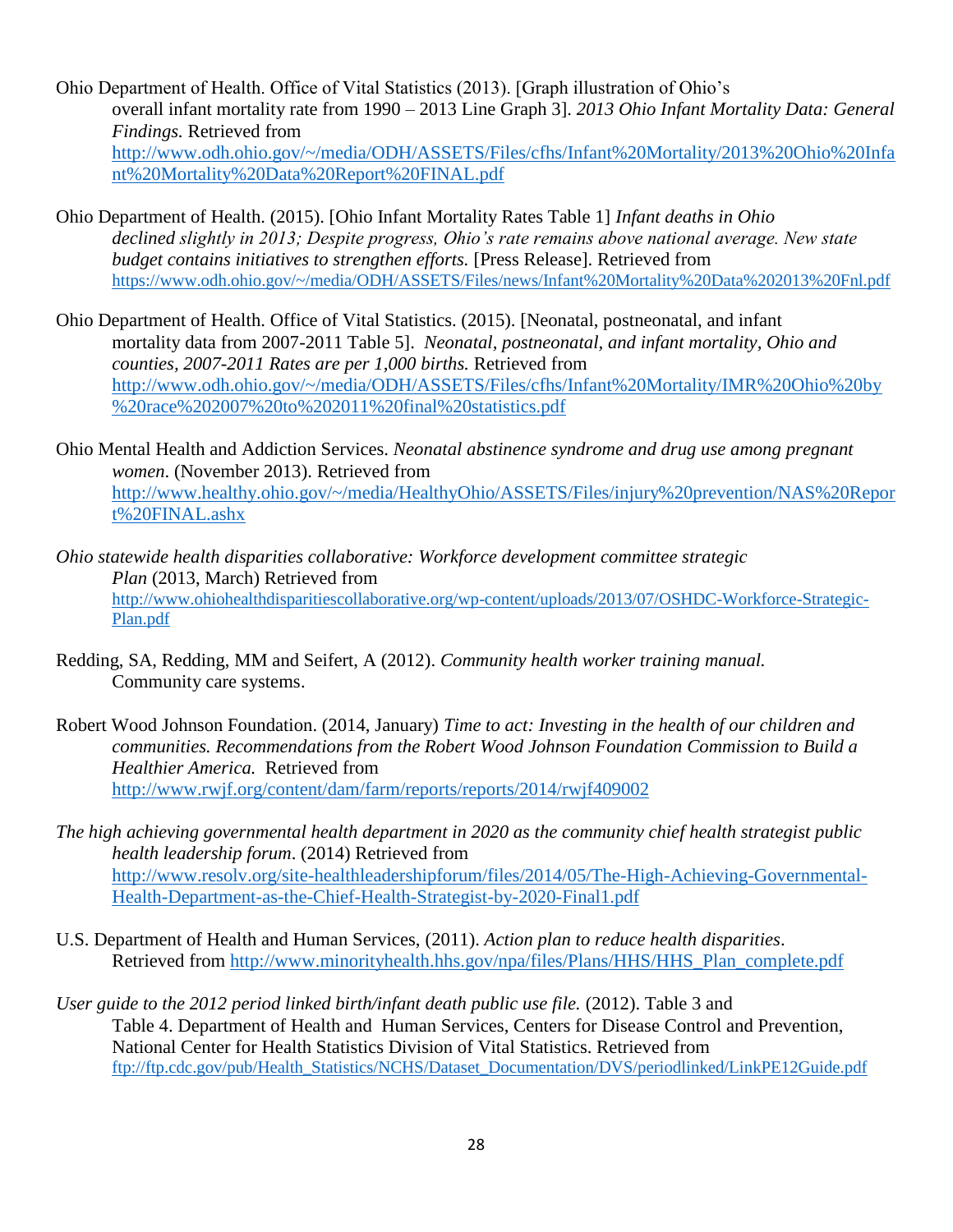Ohio Department of Health. Office of Vital Statistics (2013). [Graph illustration of Ohio's overall infant mortality rate from 1990 – 2013 Line Graph 3]. *2013 Ohio Infant Mortality Data: General Findings.* Retrieved from http://www.odh.ohio.gov/~/media/ODH/ASSETS/Files/cfhs/Infant%20Mortality/2013%20Ohio%20Infant%20Mortality%20Data%20Report%20FINAL.pdf

Ohio Department of Health. (2015). [Ohio Infant Mortality Rates Table 1] *Infant deaths in Ohio declined slightly in 2013; Despite progress, Ohio's rate remains above national average. New state budget contains initiatives to strengthen efforts.* [Press Release]. Retrieved from https://www.odh.ohio.gov/~/media/ODH/ASSETS/Files/news/Infant%20Mortality%20Data%202013%20Fnl.pdf

Ohio Department of Health. Office of Vital Statistics. (2015). [Neonatal, postneonatal, and infant mortality data from 2007-2011 Table 5]. *Neonatal, postneonatal, and infant mortality, Ohio and counties, 2007-2011 Rates are per 1,000 births.* Retrieved from http://www.odh.ohio.gov/~/media/ODH/ASSETS/Files/cfhs/Infant%20Mortality/IMR%20Ohio%20by%20race%202007%20to%202011%20final%20statistics.pdf

Ohio Mental Health and Addiction Services. *Neonatal abstinence syndrome and drug use among pregnant women*. (November 2013). Retrieved from http://www.healthy.ohio.gov/~/media/HealthyOhio/ASSETS/Files/injury%20prevention/NAS%20Report%20FINAL.ashx

*Ohio statewide health disparities collaborative: Workforce development committee strategic Plan* (2013, March) Retrieved from http://www.ohiohealthdisparitiescollaborative.org/wp-content/uploads/2013/07/OSHDC-Workforce-Strategic-Plan.pdf

Redding, SA, Redding, MM and Seifert, A (2012). *Community health worker training manual.* Community care systems.

Robert Wood Johnson Foundation. (2014, January) *Time to act: Investing in the health of our children and communities. Recommendations from the Robert Wood Johnson Foundation Commission to Build a Healthier America.* Retrieved from http://www.rwjf.org/content/dam/farm/reports/reports/2014/rwjf409002

*The high achieving governmental health department in 2020 as the community chief health strategist public health leadership forum*. (2014) Retrieved from http://www.resolv.org/site-healthleadershipforum/files/2014/05/The-High-Achieving-Governmental-Health-Department-as-the-Chief-Health-Strategist-by-2020-Final1.pdf

U.S. Department of Health and Human Services, (2011). *Action plan to reduce health disparities*. Retrieved from http://www.minorityhealth.hhs.gov/npa/files/Plans/HHS/HHS_Plan_complete.pdf

*User guide to the 2012 period linked birth/infant death public use file.* (2012). Table 3 and Table 4. Department of Health and Human Services, Centers for Disease Control and Prevention, National Center for Health Statistics Division of Vital Statistics. Retrieved from ftp://ftp.cdc.gov/pub/Health_Statistics/NCHS/Dataset_Documentation/DVS/periodlinked/LinkPE12Guide.pdf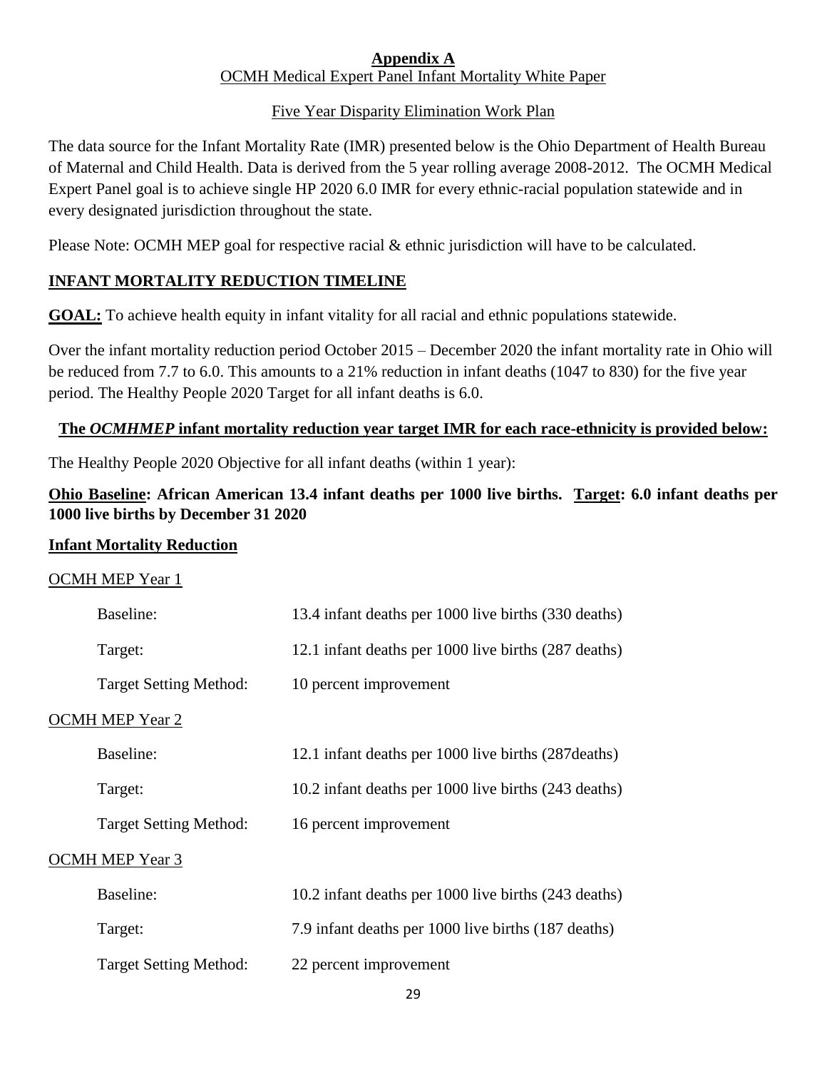**Appendix A**

OCMH Medical Expert Panel Infant Mortality White Paper

Five Year Disparity Elimination Work Plan

The data source for the Infant Mortality Rate (IMR) presented below is the Ohio Department of Health Bureau of Maternal and Child Health. Data is derived from the 5 year rolling average 2008-2012. The OCMH Medical Expert Panel goal is to achieve single HP 2020 6.0 IMR for every ethnic-racial population statewide and in every designated jurisdiction throughout the state.

Please Note: OCMH MEP goal for respective racial & ethnic jurisdiction will have to be calculated.

## INFANT MORTALITY REDUCTION TIMELINE

**GOAL:** To achieve health equity in infant vitality for all racial and ethnic populations statewide.

Over the infant mortality reduction period October 2015 – December 2020 the infant mortality rate in Ohio will be reduced from 7.7 to 6.0. This amounts to a 21% reduction in infant deaths (1047 to 830) for the five year period. The Healthy People 2020 Target for all infant deaths is 6.0.

**The *OCMHMEP* infant mortality reduction year target IMR for each race-ethnicity is provided below:**

The Healthy People 2020 Objective for all infant deaths (within 1 year):

**Ohio Baseline: African American 13.4 infant deaths per 1000 live births. Target: 6.0 infant deaths per 1000 live births by December 31 2020**

**Infant Mortality Reduction**

OCMH MEP Year 1

- Baseline: 13.4 infant deaths per 1000 live births (330 deaths)
- Target: 12.1 infant deaths per 1000 live births (287 deaths)
- Target Setting Method: 10 percent improvement

OCMH MEP Year 2

- Baseline: 12.1 infant deaths per 1000 live births (287deaths)
- Target: 10.2 infant deaths per 1000 live births (243 deaths)
- Target Setting Method: 16 percent improvement

OCMH MEP Year 3

- Baseline: 10.2 infant deaths per 1000 live births (243 deaths)
- Target: 7.9 infant deaths per 1000 live births (187 deaths)
- Target Setting Method: 22 percent improvement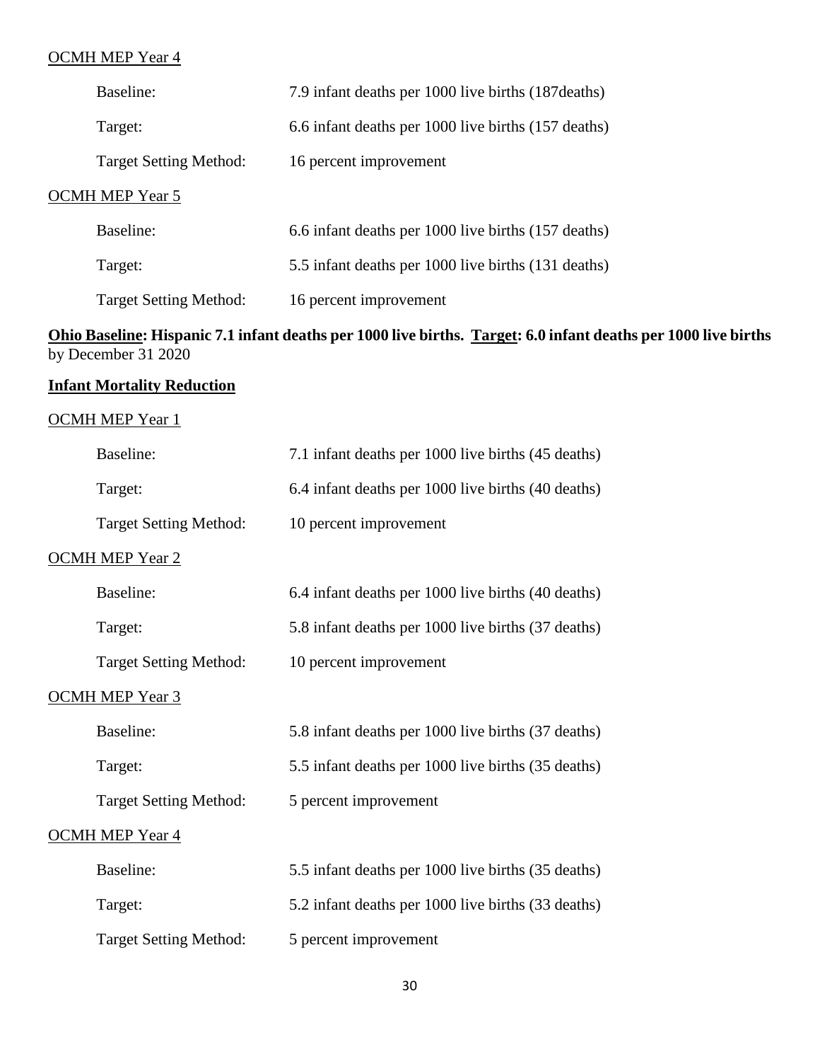OCMH MEP Year 4

Baseline: 7.9 infant deaths per 1000 live births (187deaths)

Target: 6.6 infant deaths per 1000 live births (157 deaths)

Target Setting Method: 16 percent improvement

OCMH MEP Year 5

Baseline: 6.6 infant deaths per 1000 live births (157 deaths)

Target: 5.5 infant deaths per 1000 live births (131 deaths)

Target Setting Method: 16 percent improvement

**Ohio Baseline: Hispanic 7.1 infant deaths per 1000 live births. Target: 6.0 infant deaths per 1000 live births** by December 31 2020

**Infant Mortality Reduction**

OCMH MEP Year 1

Baseline: 7.1 infant deaths per 1000 live births (45 deaths)

Target: 6.4 infant deaths per 1000 live births (40 deaths)

Target Setting Method: 10 percent improvement

OCMH MEP Year 2

Baseline: 6.4 infant deaths per 1000 live births (40 deaths)

Target: 5.8 infant deaths per 1000 live births (37 deaths)

Target Setting Method: 10 percent improvement

OCMH MEP Year 3

Baseline: 5.8 infant deaths per 1000 live births (37 deaths)

Target: 5.5 infant deaths per 1000 live births (35 deaths)

Target Setting Method: 5 percent improvement

OCMH MEP Year 4

Baseline: 5.5 infant deaths per 1000 live births (35 deaths)

Target: 5.2 infant deaths per 1000 live births (33 deaths)

Target Setting Method: 5 percent improvement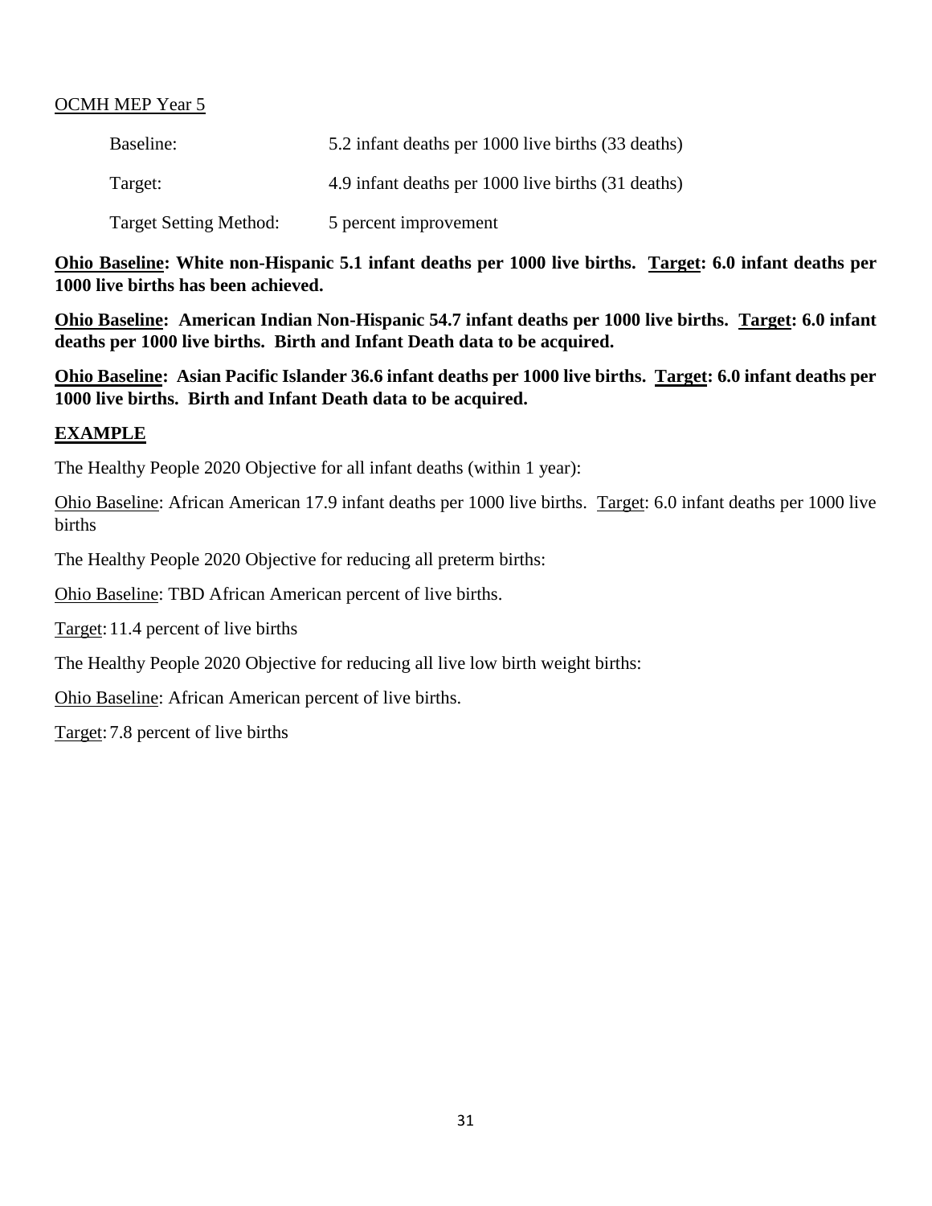<u>OCMH MEP Year 5</u>

| | |
|---|---|
| Baseline: | 5.2 infant deaths per 1000 live births (33 deaths) |
| Target: | 4.9 infant deaths per 1000 live births (31 deaths) |
| Target Setting Method: | 5 percent improvement |

**<u>Ohio Baseline</u>: White non-Hispanic 5.1 infant deaths per 1000 live births. <u>Target</u>: 6.0 infant deaths per 1000 live births has been achieved.**

**<u>Ohio Baseline</u>: American Indian Non-Hispanic 54.7 infant deaths per 1000 live births. <u>Target</u>: 6.0 infant deaths per 1000 live births. Birth and Infant Death data to be acquired.**

**<u>Ohio Baseline</u>: Asian Pacific Islander 36.6 infant deaths per 1000 live births. <u>Target</u>: 6.0 infant deaths per 1000 live births. Birth and Infant Death data to be acquired.**

**<u>EXAMPLE</u>**

The Healthy People 2020 Objective for all infant deaths (within 1 year):

<u>Ohio Baseline</u>: African American 17.9 infant deaths per 1000 live births. <u>Target</u>: 6.0 infant deaths per 1000 live births

The Healthy People 2020 Objective for reducing all preterm births:

<u>Ohio Baseline</u>: TBD African American percent of live births.

<u>Target</u>: 11.4 percent of live births

The Healthy People 2020 Objective for reducing all live low birth weight births:

<u>Ohio Baseline</u>: African American percent of live births.

<u>Target</u>: 7.8 percent of live births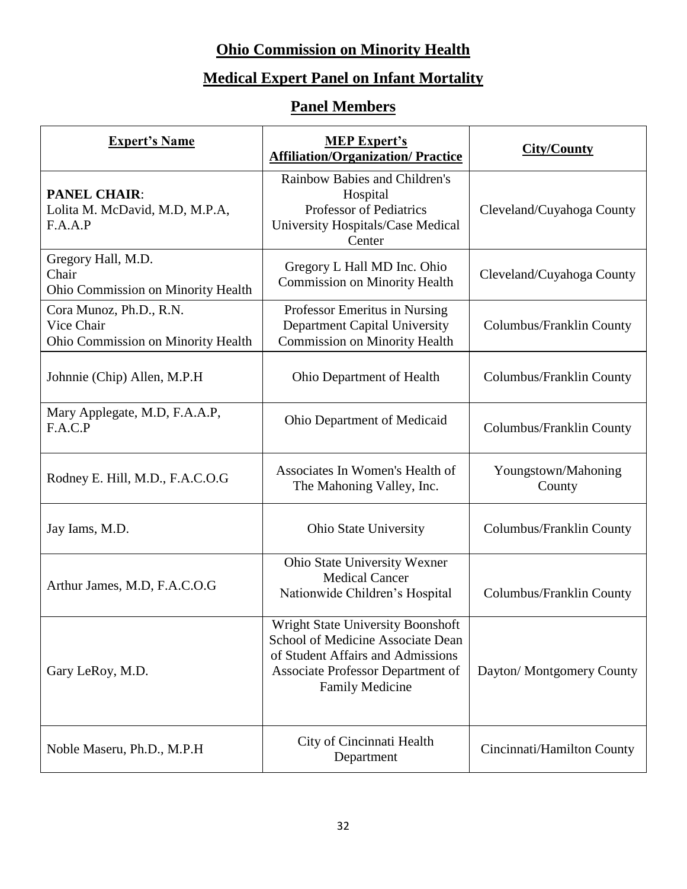# Ohio Commission on Minority Health

## Medical Expert Panel on Infant Mortality

## Panel Members

| Expert's Name | MEP Expert's Affiliation/Organization/ Practice | City/County |
|---|---|---|
| **PANEL CHAIR**: Lolita M. McDavid, M.D, M.P.A, F.A.A.P | Rainbow Babies and Children's Hospital Professor of Pediatrics University Hospitals/Case Medical Center | Cleveland/Cuyahoga County |
| Gregory Hall, M.D. Chair Ohio Commission on Minority Health | Gregory L Hall MD Inc. Ohio Commission on Minority Health | Cleveland/Cuyahoga County |
| Cora Munoz, Ph.D., R.N. Vice Chair Ohio Commission on Minority Health | Professor Emeritus in Nursing Department Capital University Commission on Minority Health | Columbus/Franklin County |
| Johnnie (Chip) Allen, M.P.H | Ohio Department of Health | Columbus/Franklin County |
| Mary Applegate, M.D, F.A.A.P, F.A.C.P | Ohio Department of Medicaid | Columbus/Franklin County |
| Rodney E. Hill, M.D., F.A.C.O.G | Associates In Women's Health of The Mahoning Valley, Inc. | Youngstown/Mahoning County |
| Jay Iams, M.D. | Ohio State University | Columbus/Franklin County |
| Arthur James, M.D, F.A.C.O.G | Ohio State University Wexner Medical Cancer Nationwide Children's Hospital | Columbus/Franklin County |
| Gary LeRoy, M.D. | Wright State University Boonshoft School of Medicine Associate Dean of Student Affairs and Admissions Associate Professor Department of Family Medicine | Dayton/ Montgomery County |
| Noble Maseru, Ph.D., M.P.H | City of Cincinnati Health Department | Cincinnati/Hamilton County |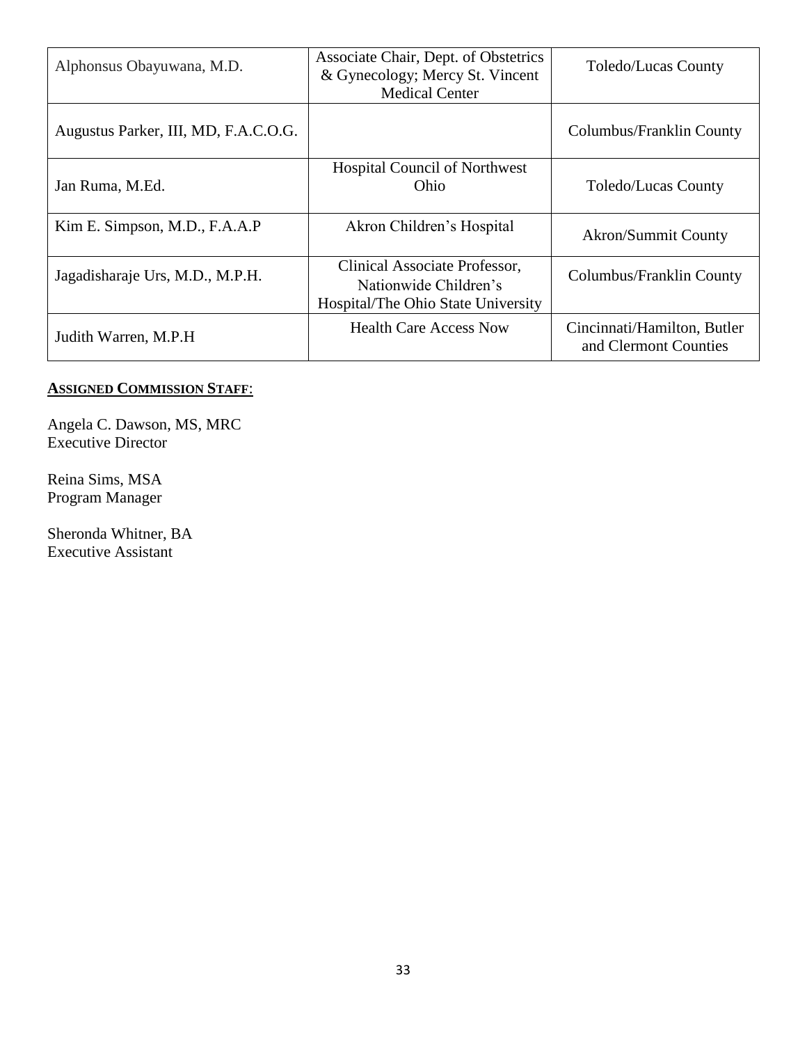| | | |
|---|---|---|
| Alphonsus Obayuwana, M.D. | Associate Chair, Dept. of Obstetrics & Gynecology; Mercy St. Vincent Medical Center | Toledo/Lucas County |
| Augustus Parker, III, MD, F.A.C.O.G. | | Columbus/Franklin County |
| Jan Ruma, M.Ed. | Hospital Council of Northwest Ohio | Toledo/Lucas County |
| Kim E. Simpson, M.D., F.A.A.P | Akron Children's Hospital | Akron/Summit County |
| Jagadisharaje Urs, M.D., M.P.H. | Clinical Associate Professor, Nationwide Children's Hospital/The Ohio State University | Columbus/Franklin County |
| Judith Warren, M.P.H | Health Care Access Now | Cincinnati/Hamilton, Butler and Clermont Counties |

**ASSIGNED COMMISSION STAFF**:

Angela C. Dawson, MS, MRC
Executive Director

Reina Sims, MSA
Program Manager

Sheronda Whitner, BA
Executive Assistant